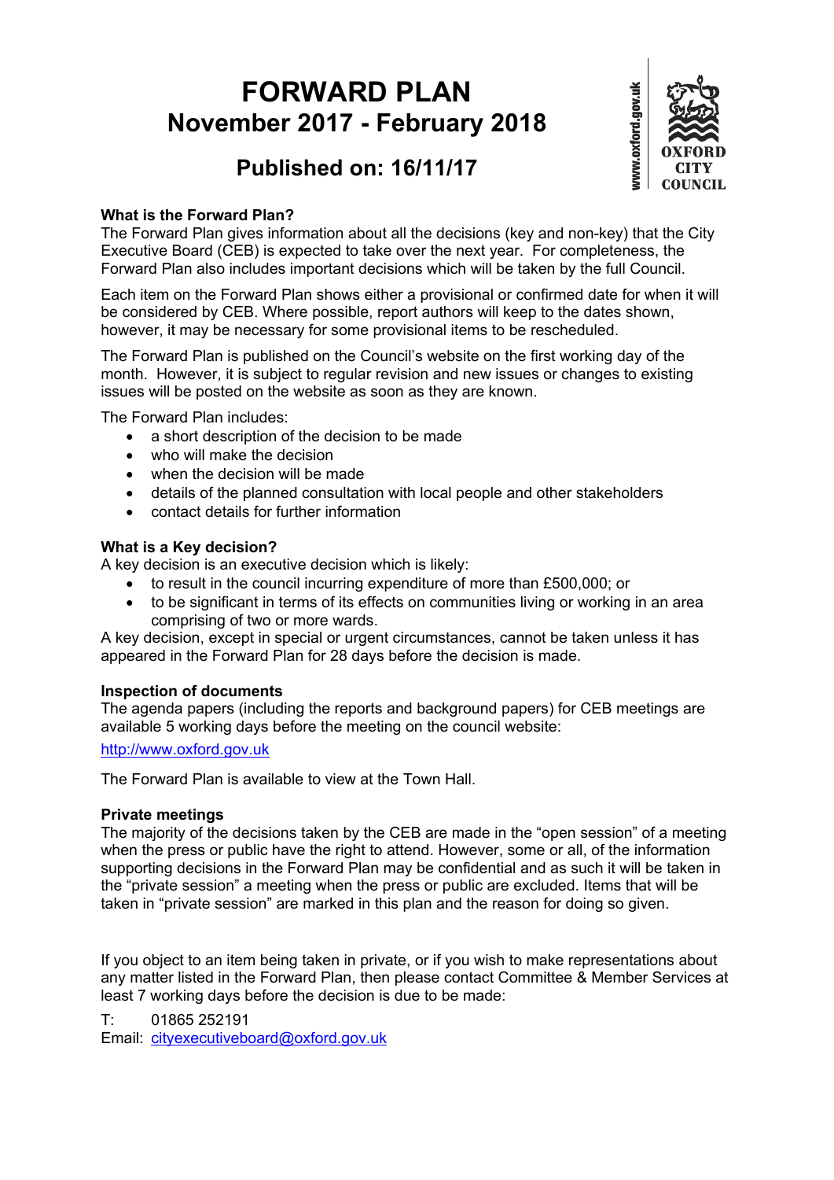# FORWARD PLAN
## November 2017 - February 2018

## Published on: 16/11/17

www.oxford.gov.uk

OXFORD CITY COUNCIL

**What is the Forward Plan?**

The Forward Plan gives information about all the decisions (key and non-key) that the City Executive Board (CEB) is expected to take over the next year. For completeness, the Forward Plan also includes important decisions which will be taken by the full Council.

Each item on the Forward Plan shows either a provisional or confirmed date for when it will be considered by CEB. Where possible, report authors will keep to the dates shown, however, it may be necessary for some provisional items to be rescheduled.

The Forward Plan is published on the Council's website on the first working day of the month. However, it is subject to regular revision and new issues or changes to existing issues will be posted on the website as soon as they are known.

The Forward Plan includes:

- a short description of the decision to be made
- who will make the decision
- when the decision will be made
- details of the planned consultation with local people and other stakeholders
- contact details for further information

**What is a Key decision?**

A key decision is an executive decision which is likely:

- to result in the council incurring expenditure of more than £500,000; or
- to be significant in terms of its effects on communities living or working in an area comprising of two or more wards.

A key decision, except in special or urgent circumstances, cannot be taken unless it has appeared in the Forward Plan for 28 days before the decision is made.

**Inspection of documents**

The agenda papers (including the reports and background papers) for CEB meetings are available 5 working days before the meeting on the council website:

http://www.oxford.gov.uk

The Forward Plan is available to view at the Town Hall.

**Private meetings**

The majority of the decisions taken by the CEB are made in the "open session" of a meeting when the press or public have the right to attend. However, some or all, of the information supporting decisions in the Forward Plan may be confidential and as such it will be taken in the "private session" a meeting when the press or public are excluded. Items that will be taken in "private session" are marked in this plan and the reason for doing so given.

If you object to an item being taken in private, or if you wish to make representations about any matter listed in the Forward Plan, then please contact Committee & Member Services at least 7 working days before the decision is due to be made:

T: 01865 252191
Email: cityexecutiveboard@oxford.gov.uk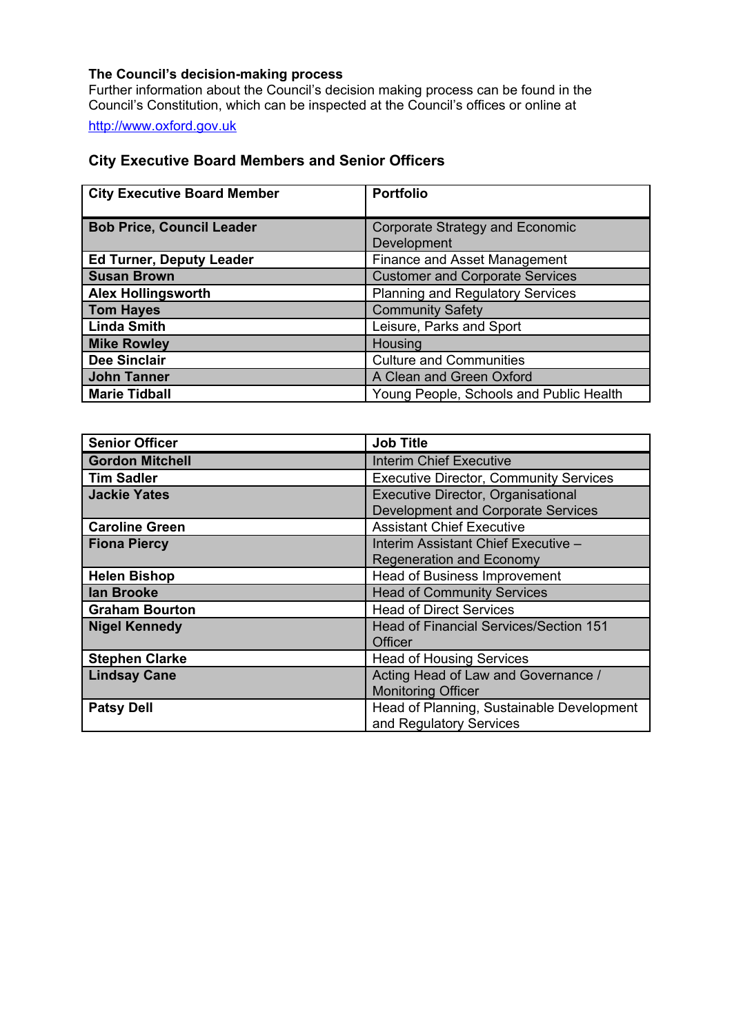**The Council's decision-making process**

Further information about the Council's decision making process can be found in the Council's Constitution, which can be inspected at the Council's offices or online at

http://www.oxford.gov.uk

### City Executive Board Members and Senior Officers

| City Executive Board Member | Portfolio |
|---|---|
| **Bob Price, Council Leader** | Corporate Strategy and Economic Development |
| **Ed Turner, Deputy Leader** | Finance and Asset Management |
| **Susan Brown** | Customer and Corporate Services |
| **Alex Hollingsworth** | Planning and Regulatory Services |
| **Tom Hayes** | Community Safety |
| **Linda Smith** | Leisure, Parks and Sport |
| **Mike Rowley** | Housing |
| **Dee Sinclair** | Culture and Communities |
| **John Tanner** | A Clean and Green Oxford |
| **Marie Tidball** | Young People, Schools and Public Health |

| Senior Officer | Job Title |
|---|---|
| **Gordon Mitchell** | Interim Chief Executive |
| **Tim Sadler** | Executive Director, Community Services |
| **Jackie Yates** | Executive Director, Organisational Development and Corporate Services |
| **Caroline Green** | Assistant Chief Executive |
| **Fiona Piercy** | Interim Assistant Chief Executive – Regeneration and Economy |
| **Helen Bishop** | Head of Business Improvement |
| **Ian Brooke** | Head of Community Services |
| **Graham Bourton** | Head of Direct Services |
| **Nigel Kennedy** | Head of Financial Services/Section 151 Officer |
| **Stephen Clarke** | Head of Housing Services |
| **Lindsay Cane** | Acting Head of Law and Governance / Monitoring Officer |
| **Patsy Dell** | Head of Planning, Sustainable Development and Regulatory Services |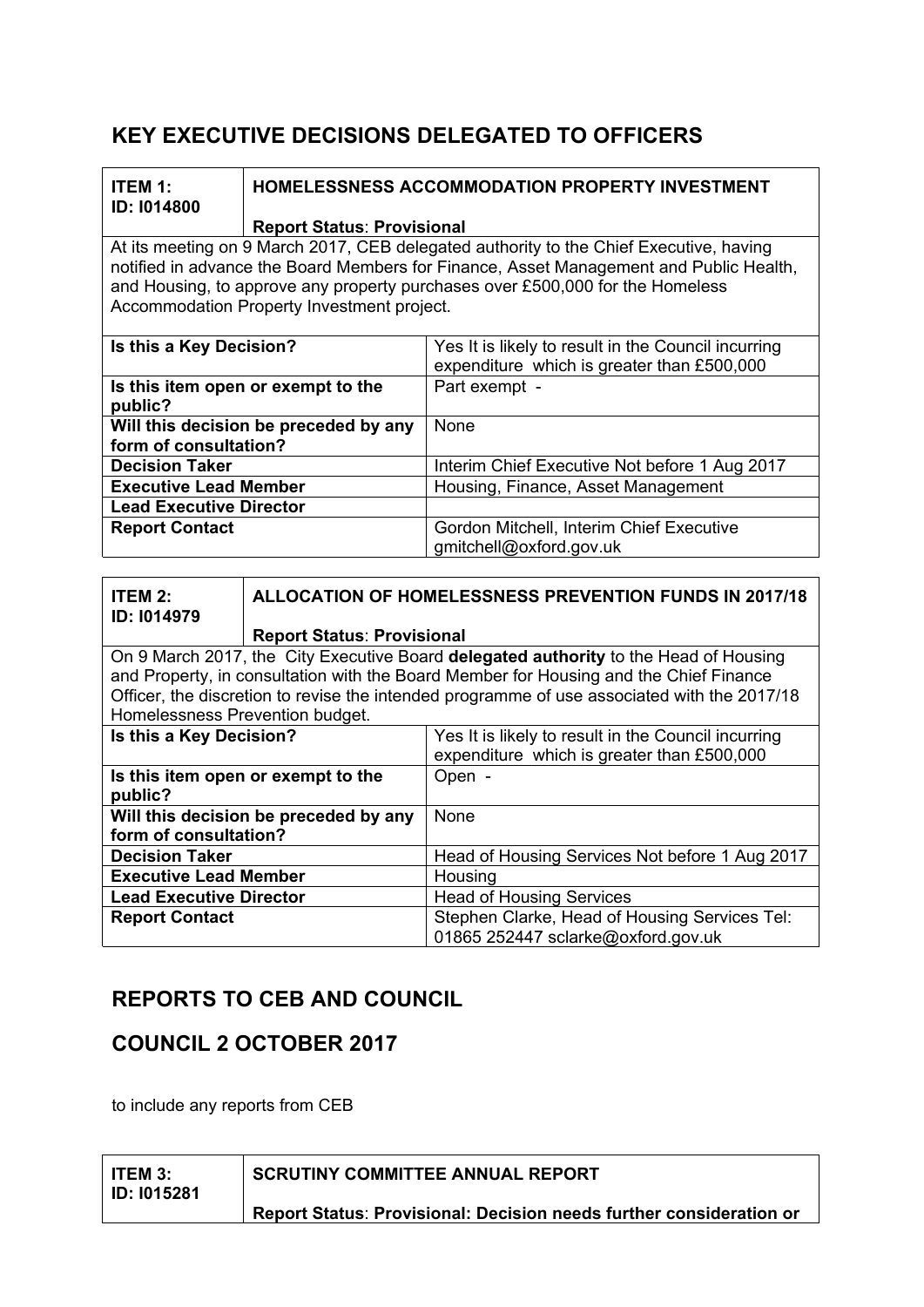# KEY EXECUTIVE DECISIONS DELEGATED TO OFFICERS

| **ITEM 1: ID: I014800** | **HOMELESSNESS ACCOMMODATION PROPERTY INVESTMENT**<br><br>**Report Status: Provisional** |
|---|---|

At its meeting on 9 March 2017, CEB delegated authority to the Chief Executive, having notified in advance the Board Members for Finance, Asset Management and Public Health, and Housing, to approve any property purchases over £500,000 for the Homeless Accommodation Property Investment project.

| | |
|---|---|
| **Is this a Key Decision?** | Yes It is likely to result in the Council incurring expenditure which is greater than £500,000 |
| **Is this item open or exempt to the public?** | Part exempt - |
| **Will this decision be preceded by any form of consultation?** | None |
| **Decision Taker** | Interim Chief Executive Not before 1 Aug 2017 |
| **Executive Lead Member** | Housing, Finance, Asset Management |
| **Lead Executive Director** | |
| **Report Contact** | Gordon Mitchell, Interim Chief Executive gmitchell@oxford.gov.uk |

| **ITEM 2: ID: I014979** | **ALLOCATION OF HOMELESSNESS PREVENTION FUNDS IN 2017/18**<br><br>**Report Status: Provisional** |
|---|---|

On 9 March 2017, the City Executive Board **delegated authority** to the Head of Housing and Property, in consultation with the Board Member for Housing and the Chief Finance Officer, the discretion to revise the intended programme of use associated with the 2017/18 Homelessness Prevention budget.

| | |
|---|---|
| **Is this a Key Decision?** | Yes It is likely to result in the Council incurring expenditure which is greater than £500,000 |
| **Is this item open or exempt to the public?** | Open - |
| **Will this decision be preceded by any form of consultation?** | None |
| **Decision Taker** | Head of Housing Services Not before 1 Aug 2017 |
| **Executive Lead Member** | Housing |
| **Lead Executive Director** | Head of Housing Services |
| **Report Contact** | Stephen Clarke, Head of Housing Services Tel: 01865 252447 sclarke@oxford.gov.uk |

# REPORTS TO CEB AND COUNCIL

## COUNCIL 2 OCTOBER 2017

to include any reports from CEB

| **ITEM 3: ID: I015281** | **SCRUTINY COMMITTEE ANNUAL REPORT**<br><br>**Report Status: Provisional: Decision needs further consideration or** |
|---|---|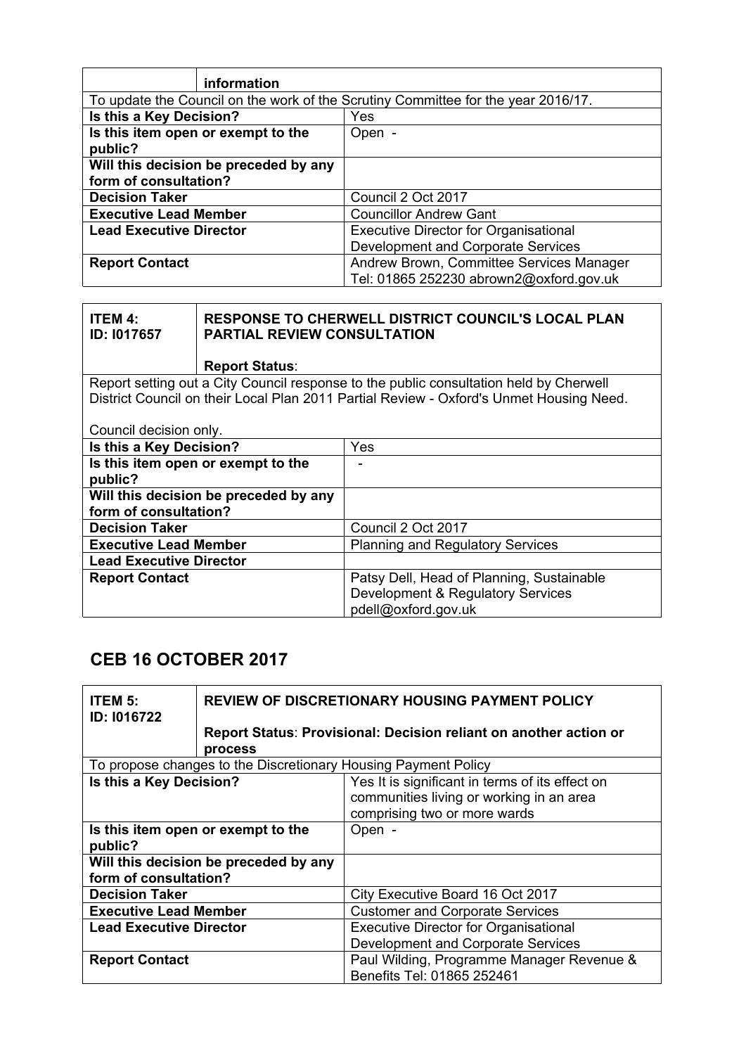| | information |
|---|---|
| To update the Council on the work of the Scrutiny Committee for the year 2016/17. | |
| **Is this a Key Decision?** | Yes |
| **Is this item open or exempt to the public?** | Open - |
| **Will this decision be preceded by any form of consultation?** | |
| **Decision Taker** | Council 2 Oct 2017 |
| **Executive Lead Member** | Councillor Andrew Gant |
| **Lead Executive Director** | Executive Director for Organisational Development and Corporate Services |
| **Report Contact** | Andrew Brown, Committee Services Manager Tel: 01865 252230 abrown2@oxford.gov.uk |

| **ITEM 4: ID: I017657** | **RESPONSE TO CHERWELL DISTRICT COUNCIL'S LOCAL PLAN PARTIAL REVIEW CONSULTATION**<br><br>**Report Status**: |
|---|---|
| Report setting out a City Council response to the public consultation held by Cherwell District Council on their Local Plan 2011 Partial Review - Oxford's Unmet Housing Need.<br><br>Council decision only. | |
| **Is this a Key Decision?** | Yes |
| **Is this item open or exempt to the public?** | - |
| **Will this decision be preceded by any form of consultation?** | |
| **Decision Taker** | Council 2 Oct 2017 |
| **Executive Lead Member** | Planning and Regulatory Services |
| **Lead Executive Director** | |
| **Report Contact** | Patsy Dell, Head of Planning, Sustainable Development & Regulatory Services pdell@oxford.gov.uk |

## CEB 16 OCTOBER 2017

| **ITEM 5: ID: I016722** | **REVIEW OF DISCRETIONARY HOUSING PAYMENT POLICY**<br><br>**Report Status**: **Provisional: Decision reliant on another action or process** |
|---|---|
| To propose changes to the Discretionary Housing Payment Policy | |
| **Is this a Key Decision?** | Yes It is significant in terms of its effect on communities living or working in an area comprising two or more wards |
| **Is this item open or exempt to the public?** | Open - |
| **Will this decision be preceded by any form of consultation?** | |
| **Decision Taker** | City Executive Board 16 Oct 2017 |
| **Executive Lead Member** | Customer and Corporate Services |
| **Lead Executive Director** | Executive Director for Organisational Development and Corporate Services |
| **Report Contact** | Paul Wilding, Programme Manager Revenue & Benefits Tel: 01865 252461 |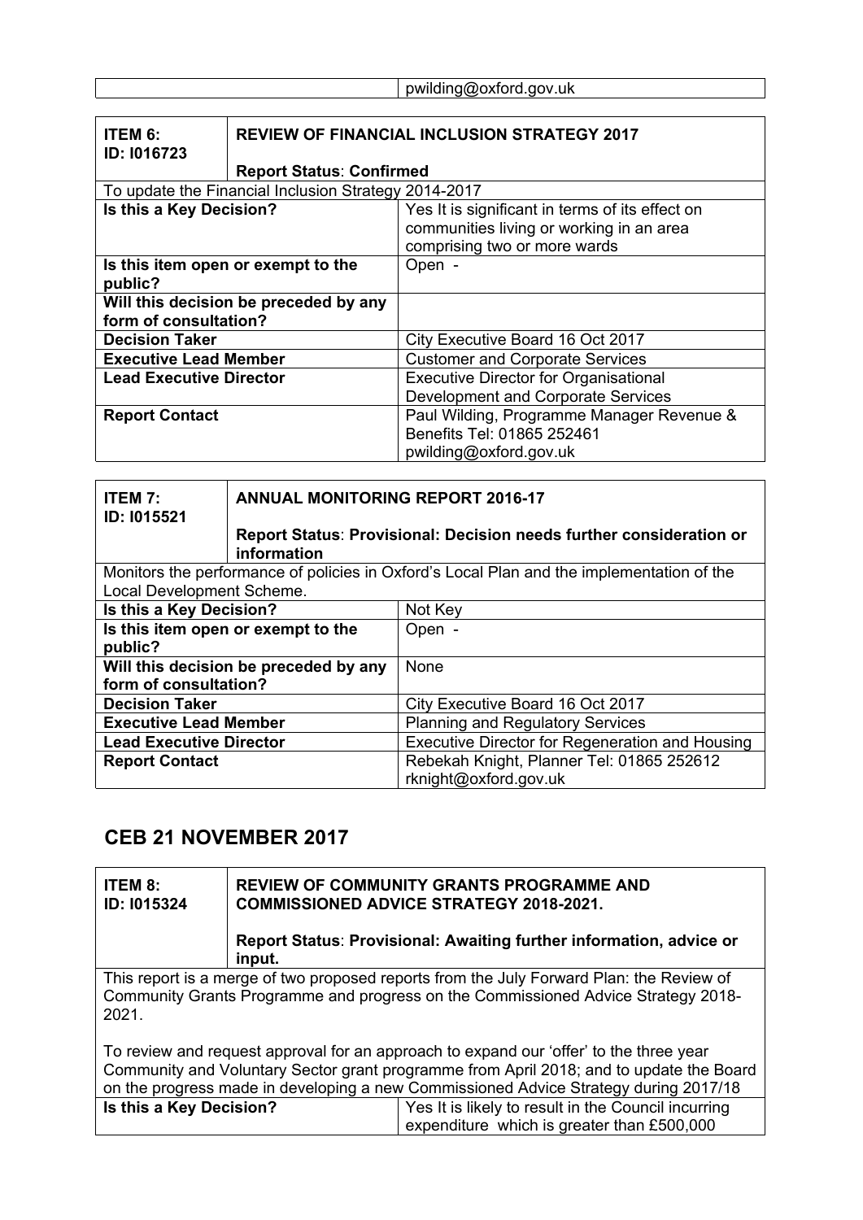| | pwilding@oxford.gov.uk |
|---|---|

| **ITEM 6: ID: I016723** | **REVIEW OF FINANCIAL INCLUSION STRATEGY 2017** <br><br> **Report Status**: **Confirmed** |
|---|---|
| To update the Financial Inclusion Strategy 2014-2017 | |
| **Is this a Key Decision?** | Yes It is significant in terms of its effect on communities living or working in an area comprising two or more wards |
| **Is this item open or exempt to the public?** | Open - |
| **Will this decision be preceded by any form of consultation?** | |
| **Decision Taker** | City Executive Board 16 Oct 2017 |
| **Executive Lead Member** | Customer and Corporate Services |
| **Lead Executive Director** | Executive Director for Organisational Development and Corporate Services |
| **Report Contact** | Paul Wilding, Programme Manager Revenue & Benefits Tel: 01865 252461 pwilding@oxford.gov.uk |

| **ITEM 7: ID: I015521** | **ANNUAL MONITORING REPORT 2016-17** <br><br> **Report Status**: **Provisional: Decision needs further consideration or information** |
|---|---|
| Monitors the performance of policies in Oxford's Local Plan and the implementation of the Local Development Scheme. | |
| **Is this a Key Decision?** | Not Key |
| **Is this item open or exempt to the public?** | Open - |
| **Will this decision be preceded by any form of consultation?** | None |
| **Decision Taker** | City Executive Board 16 Oct 2017 |
| **Executive Lead Member** | Planning and Regulatory Services |
| **Lead Executive Director** | Executive Director for Regeneration and Housing |
| **Report Contact** | Rebekah Knight, Planner Tel: 01865 252612 rknight@oxford.gov.uk |

## CEB 21 NOVEMBER 2017

| **ITEM 8: ID: I015324** | **REVIEW OF COMMUNITY GRANTS PROGRAMME AND COMMISSIONED ADVICE STRATEGY 2018-2021.** <br><br> **Report Status**: **Provisional: Awaiting further information, advice or input.** |
|---|---|
| This report is a merge of two proposed reports from the July Forward Plan: the Review of Community Grants Programme and progress on the Commissioned Advice Strategy 2018-2021. <br><br> To review and request approval for an approach to expand our 'offer' to the three year Community and Voluntary Sector grant programme from April 2018; and to update the Board on the progress made in developing a new Commissioned Advice Strategy during 2017/18 | |
| **Is this a Key Decision?** | Yes It is likely to result in the Council incurring expenditure which is greater than £500,000 |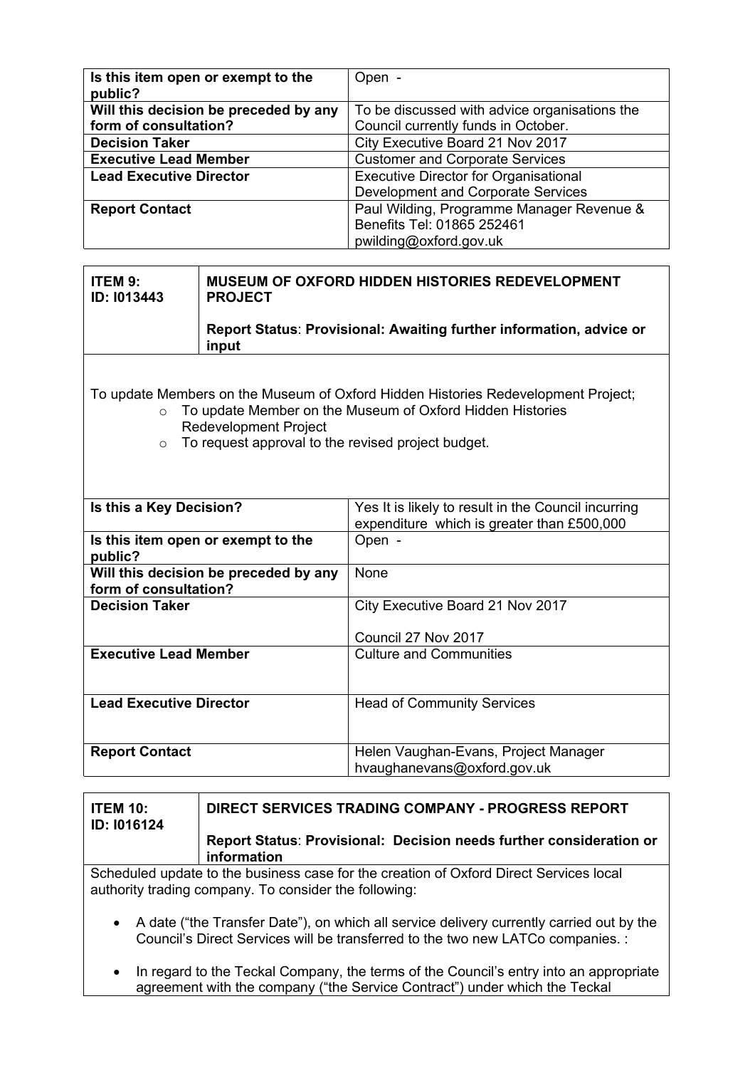| | |
|---|---|
| **Is this item open or exempt to the public?** | Open - |
| **Will this decision be preceded by any form of consultation?** | To be discussed with advice organisations the Council currently funds in October. |
| **Decision Taker** | City Executive Board 21 Nov 2017 |
| **Executive Lead Member** | Customer and Corporate Services |
| **Lead Executive Director** | Executive Director for Organisational Development and Corporate Services |
| **Report Contact** | Paul Wilding, Programme Manager Revenue & Benefits Tel: 01865 252461 pwilding@oxford.gov.uk |

| | |
|---|---|
| **ITEM 9: ID: I013443** | **MUSEUM OF OXFORD HIDDEN HISTORIES REDEVELOPMENT PROJECT**<br><br>**Report Status**: **Provisional: Awaiting further information, advice or input** |

To update Members on the Museum of Oxford Hidden Histories Redevelopment Project;

- To update Member on the Museum of Oxford Hidden Histories Redevelopment Project
- To request approval to the revised project budget.

| | |
|---|---|
| **Is this a Key Decision?** | Yes It is likely to result in the Council incurring expenditure which is greater than £500,000 |
| **Is this item open or exempt to the public?** | Open - |
| **Will this decision be preceded by any form of consultation?** | None |
| **Decision Taker** | City Executive Board 21 Nov 2017<br><br>Council 27 Nov 2017 |
| **Executive Lead Member** | Culture and Communities |
| **Lead Executive Director** | Head of Community Services |
| **Report Contact** | Helen Vaughan-Evans, Project Manager hvaughanevans@oxford.gov.uk |

| | |
|---|---|
| **ITEM 10: ID: I016124** | **DIRECT SERVICES TRADING COMPANY - PROGRESS REPORT**<br><br>**Report Status**: **Provisional: Decision needs further consideration or information** |

Scheduled update to the business case for the creation of Oxford Direct Services local authority trading company. To consider the following:

- A date ("the Transfer Date"), on which all service delivery currently carried out by the Council's Direct Services will be transferred to the two new LATCo companies. :
- In regard to the Teckal Company, the terms of the Council's entry into an appropriate agreement with the company ("the Service Contract") under which the Teckal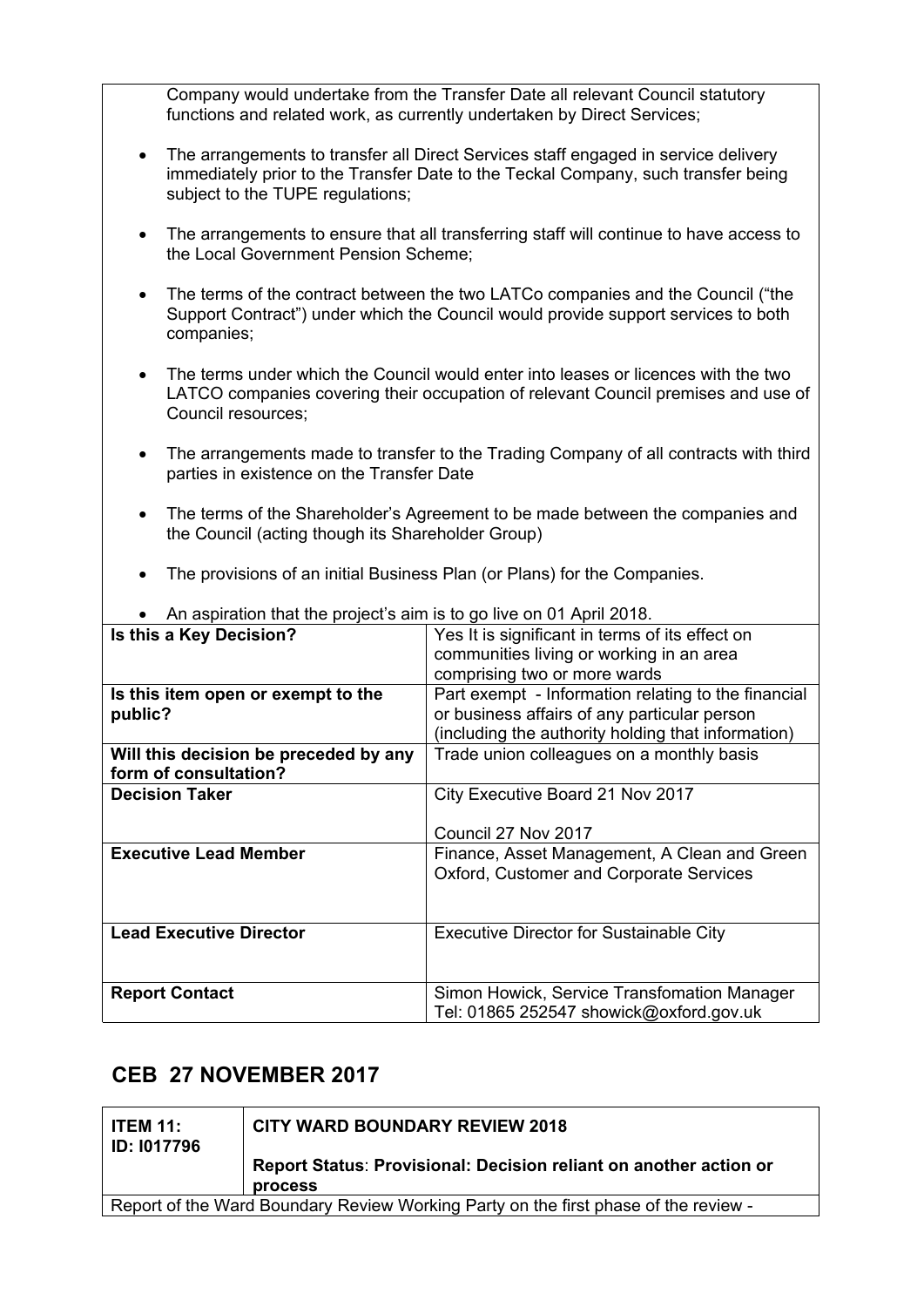Company would undertake from the Transfer Date all relevant Council statutory functions and related work, as currently undertaken by Direct Services;

- The arrangements to transfer all Direct Services staff engaged in service delivery immediately prior to the Transfer Date to the Teckal Company, such transfer being subject to the TUPE regulations;
- The arrangements to ensure that all transferring staff will continue to have access to the Local Government Pension Scheme;
- The terms of the contract between the two LATCo companies and the Council ("the Support Contract") under which the Council would provide support services to both companies;
- The terms under which the Council would enter into leases or licences with the two LATCO companies covering their occupation of relevant Council premises and use of Council resources;
- The arrangements made to transfer to the Trading Company of all contracts with third parties in existence on the Transfer Date
- The terms of the Shareholder's Agreement to be made between the companies and the Council (acting though its Shareholder Group)
- The provisions of an initial Business Plan (or Plans) for the Companies.
- An aspiration that the project's aim is to go live on 01 April 2018.

| | |
|---|---|
| **Is this a Key Decision?** | Yes It is significant in terms of its effect on communities living or working in an area comprising two or more wards |
| **Is this item open or exempt to the public?** | Part exempt - Information relating to the financial or business affairs of any particular person (including the authority holding that information) |
| **Will this decision be preceded by any form of consultation?** | Trade union colleagues on a monthly basis |
| **Decision Taker** | City Executive Board 21 Nov 2017<br><br>Council 27 Nov 2017 |
| **Executive Lead Member** | Finance, Asset Management, A Clean and Green Oxford, Customer and Corporate Services |
| **Lead Executive Director** | Executive Director for Sustainable City |
| **Report Contact** | Simon Howick, Service Transfomation Manager<br>Tel: 01865 252547 showick@oxford.gov.uk |

## CEB 27 NOVEMBER 2017

| **ITEM 11: ID: I017796** | **CITY WARD BOUNDARY REVIEW 2018**<br><br>**Report Status**: **Provisional: Decision reliant on another action or process** |
|---|---|
| Report of the Ward Boundary Review Working Party on the first phase of the review - | |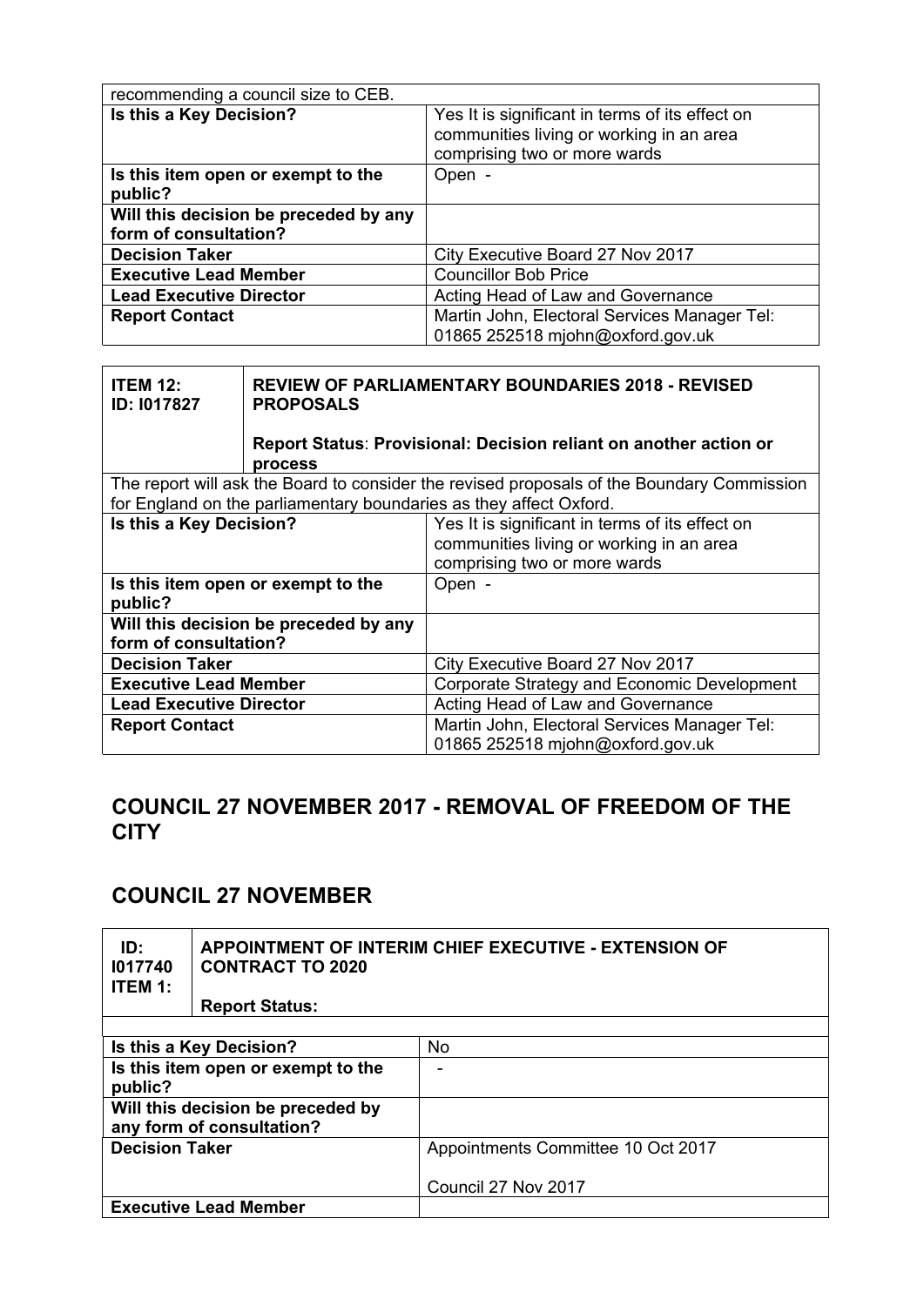| recommending a council size to CEB. | |
|---|---|
| **Is this a Key Decision?** | Yes It is significant in terms of its effect on communities living or working in an area comprising two or more wards |
| **Is this item open or exempt to the public?** | Open - |
| **Will this decision be preceded by any form of consultation?** | |
| **Decision Taker** | City Executive Board 27 Nov 2017 |
| **Executive Lead Member** | Councillor Bob Price |
| **Lead Executive Director** | Acting Head of Law and Governance |
| **Report Contact** | Martin John, Electoral Services Manager Tel: 01865 252518 mjohn@oxford.gov.uk |

| **ITEM 12: ID: I017827** | **REVIEW OF PARLIAMENTARY BOUNDARIES 2018 - REVISED PROPOSALS**<br><br>**Report Status**: **Provisional: Decision reliant on another action or process** |
|---|---|
| The report will ask the Board to consider the revised proposals of the Boundary Commission for England on the parliamentary boundaries as they affect Oxford. | |
| **Is this a Key Decision?** | Yes It is significant in terms of its effect on communities living or working in an area comprising two or more wards |
| **Is this item open or exempt to the public?** | Open - |
| **Will this decision be preceded by any form of consultation?** | |
| **Decision Taker** | City Executive Board 27 Nov 2017 |
| **Executive Lead Member** | Corporate Strategy and Economic Development |
| **Lead Executive Director** | Acting Head of Law and Governance |
| **Report Contact** | Martin John, Electoral Services Manager Tel: 01865 252518 mjohn@oxford.gov.uk |

## COUNCIL 27 NOVEMBER 2017 - REMOVAL OF FREEDOM OF THE CITY

## COUNCIL 27 NOVEMBER

| **ID: I017740 ITEM 1:** | **APPOINTMENT OF INTERIM CHIEF EXECUTIVE - EXTENSION OF CONTRACT TO 2020**<br><br>**Report Status:** |
|---|---|
| | |
| **Is this a Key Decision?** | No |
| **Is this item open or exempt to the public?** | - |
| **Will this decision be preceded by any form of consultation?** | |
| **Decision Taker** | Appointments Committee 10 Oct 2017<br><br>Council 27 Nov 2017 |
| **Executive Lead Member** | |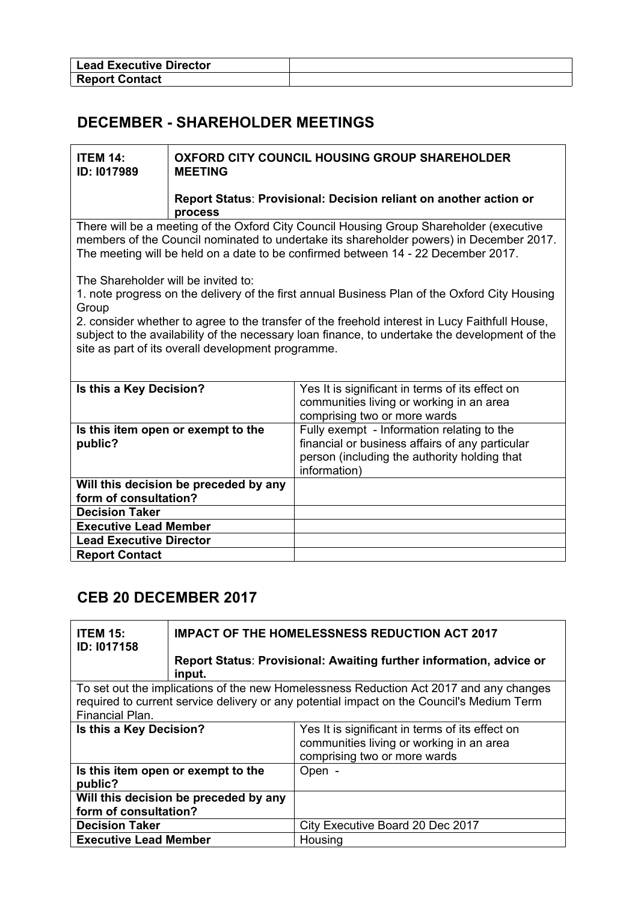| Lead Executive Director | |
|---|---|
| Report Contact | |

## DECEMBER - SHAREHOLDER MEETINGS

| ITEM 14: ID: I017989 | OXFORD CITY COUNCIL HOUSING GROUP SHAREHOLDER MEETING<br><br>Report Status: Provisional: Decision reliant on another action or process |
|---|---|

There will be a meeting of the Oxford City Council Housing Group Shareholder (executive members of the Council nominated to undertake its shareholder powers) in December 2017. The meeting will be held on a date to be confirmed between 14 - 22 December 2017.

The Shareholder will be invited to:
1. note progress on the delivery of the first annual Business Plan of the Oxford City Housing Group
2. consider whether to agree to the transfer of the freehold interest in Lucy Faithfull House, subject to the availability of the necessary loan finance, to undertake the development of the site as part of its overall development programme.

| Is this a Key Decision? | Yes It is significant in terms of its effect on communities living or working in an area comprising two or more wards |
|---|---|
| Is this item open or exempt to the public? | Fully exempt - Information relating to the financial or business affairs of any particular person (including the authority holding that information) |
| Will this decision be preceded by any form of consultation? | |
| Decision Taker | |
| Executive Lead Member | |
| Lead Executive Director | |
| Report Contact | |

## CEB 20 DECEMBER 2017

| ITEM 15: ID: I017158 | IMPACT OF THE HOMELESSNESS REDUCTION ACT 2017<br><br>Report Status: Provisional: Awaiting further information, advice or input. |
|---|---|

To set out the implications of the new Homelessness Reduction Act 2017 and any changes required to current service delivery or any potential impact on the Council's Medium Term Financial Plan.

| Is this a Key Decision? | Yes It is significant in terms of its effect on communities living or working in an area comprising two or more wards |
|---|---|
| Is this item open or exempt to the public? | Open - |
| Will this decision be preceded by any form of consultation? | |
| Decision Taker | City Executive Board 20 Dec 2017 |
| Executive Lead Member | Housing |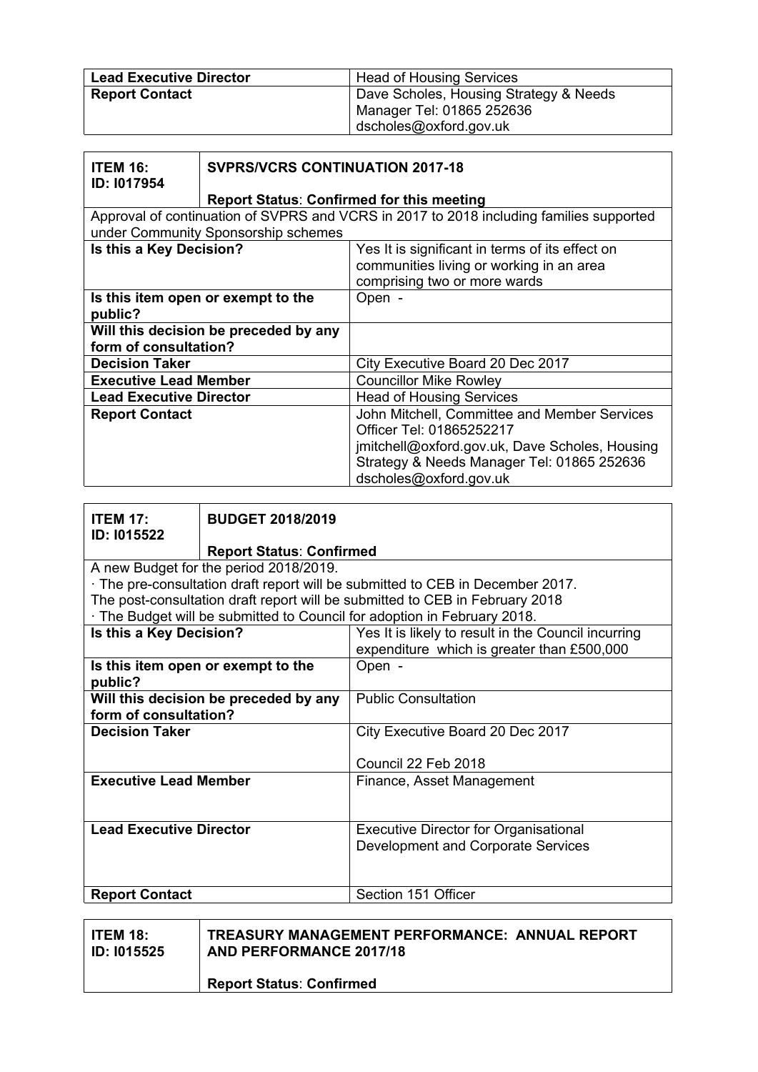| **Lead Executive Director** | Head of Housing Services |
|---|---|
| **Report Contact** | Dave Scholes, Housing Strategy & Needs Manager Tel: 01865 252636 dscholes@oxford.gov.uk |

| **ITEM 16: ID: I017954** | **SVPRS/VCRS CONTINUATION 2017-18** <br> **Report Status**: **Confirmed for this meeting** |
|---|---|
| Approval of continuation of SVPRS and VCRS in 2017 to 2018 including families supported under Community Sponsorship schemes | |
| **Is this a Key Decision?** | Yes It is significant in terms of its effect on communities living or working in an area comprising two or more wards |
| **Is this item open or exempt to the public?** | Open - |
| **Will this decision be preceded by any form of consultation?** | |
| **Decision Taker** | City Executive Board 20 Dec 2017 |
| **Executive Lead Member** | Councillor Mike Rowley |
| **Lead Executive Director** | Head of Housing Services |
| **Report Contact** | John Mitchell, Committee and Member Services Officer Tel: 01865252217 jmitchell@oxford.gov.uk, Dave Scholes, Housing Strategy & Needs Manager Tel: 01865 252636 dscholes@oxford.gov.uk |

| **ITEM 17: ID: I015522** | **BUDGET 2018/2019** <br> **Report Status**: **Confirmed** |
|---|---|
| A new Budget for the period 2018/2019. <br> · The pre-consultation draft report will be submitted to CEB in December 2017. <br> The post-consultation draft report will be submitted to CEB in February 2018 <br> · The Budget will be submitted to Council for adoption in February 2018. | |
| **Is this a Key Decision?** | Yes It is likely to result in the Council incurring expenditure which is greater than £500,000 |
| **Is this item open or exempt to the public?** | Open - |
| **Will this decision be preceded by any form of consultation?** | Public Consultation |
| **Decision Taker** | City Executive Board 20 Dec 2017 <br> Council 22 Feb 2018 |
| **Executive Lead Member** | Finance, Asset Management |
| **Lead Executive Director** | Executive Director for Organisational Development and Corporate Services |
| **Report Contact** | Section 151 Officer |

| **ITEM 18: ID: I015525** | **TREASURY MANAGEMENT PERFORMANCE: ANNUAL REPORT AND PERFORMANCE 2017/18** <br> **Report Status**: **Confirmed** |
|---|---|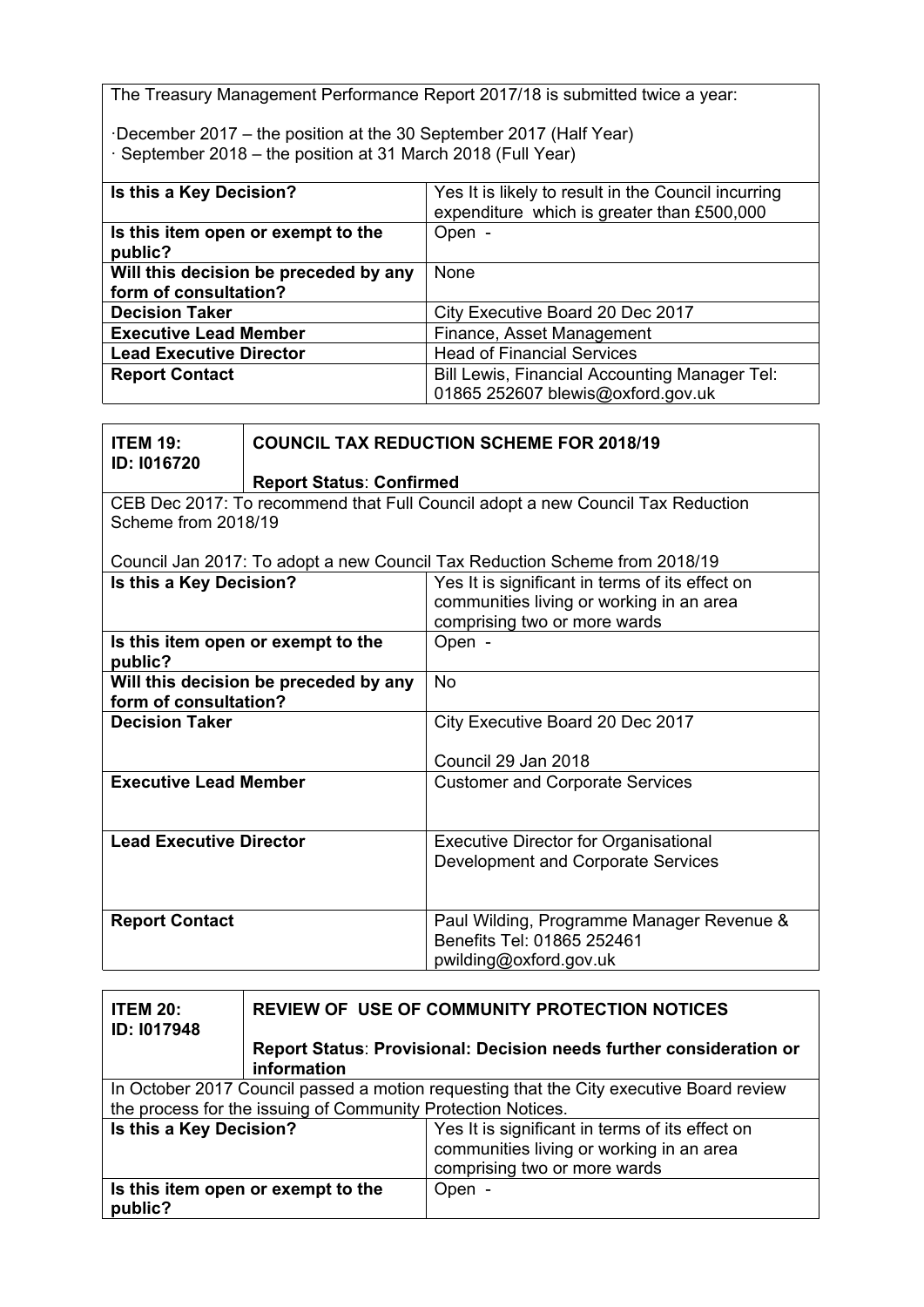The Treasury Management Performance Report 2017/18 is submitted twice a year:

·December 2017 – the position at the 30 September 2017 (Half Year)
· September 2018 – the position at 31 March 2018 (Full Year)

| | |
|---|---|
| **Is this a Key Decision?** | Yes It is likely to result in the Council incurring expenditure which is greater than £500,000 |
| **Is this item open or exempt to the public?** | Open - |
| **Will this decision be preceded by any form of consultation?** | None |
| **Decision Taker** | City Executive Board 20 Dec 2017 |
| **Executive Lead Member** | Finance, Asset Management |
| **Lead Executive Director** | Head of Financial Services |
| **Report Contact** | Bill Lewis, Financial Accounting Manager Tel: 01865 252607 blewis@oxford.gov.uk |

| **ITEM 19: ID: I016720** | **COUNCIL TAX REDUCTION SCHEME FOR 2018/19**<br><br>**Report Status**: **Confirmed** |
|---|---|

CEB Dec 2017: To recommend that Full Council adopt a new Council Tax Reduction Scheme from 2018/19

Council Jan 2017: To adopt a new Council Tax Reduction Scheme from 2018/19

| | |
|---|---|
| **Is this a Key Decision?** | Yes It is significant in terms of its effect on communities living or working in an area comprising two or more wards |
| **Is this item open or exempt to the public?** | Open - |
| **Will this decision be preceded by any form of consultation?** | No |
| **Decision Taker** | City Executive Board 20 Dec 2017<br><br>Council 29 Jan 2018 |
| **Executive Lead Member** | Customer and Corporate Services |
| **Lead Executive Director** | Executive Director for Organisational Development and Corporate Services |
| **Report Contact** | Paul Wilding, Programme Manager Revenue & Benefits Tel: 01865 252461 pwilding@oxford.gov.uk |

| **ITEM 20: ID: I017948** | **REVIEW OF USE OF COMMUNITY PROTECTION NOTICES**<br><br>**Report Status**: **Provisional: Decision needs further consideration or information** |
|---|---|

In October 2017 Council passed a motion requesting that the City executive Board review the process for the issuing of Community Protection Notices.

| | |
|---|---|
| **Is this a Key Decision?** | Yes It is significant in terms of its effect on communities living or working in an area comprising two or more wards |
| **Is this item open or exempt to the public?** | Open - |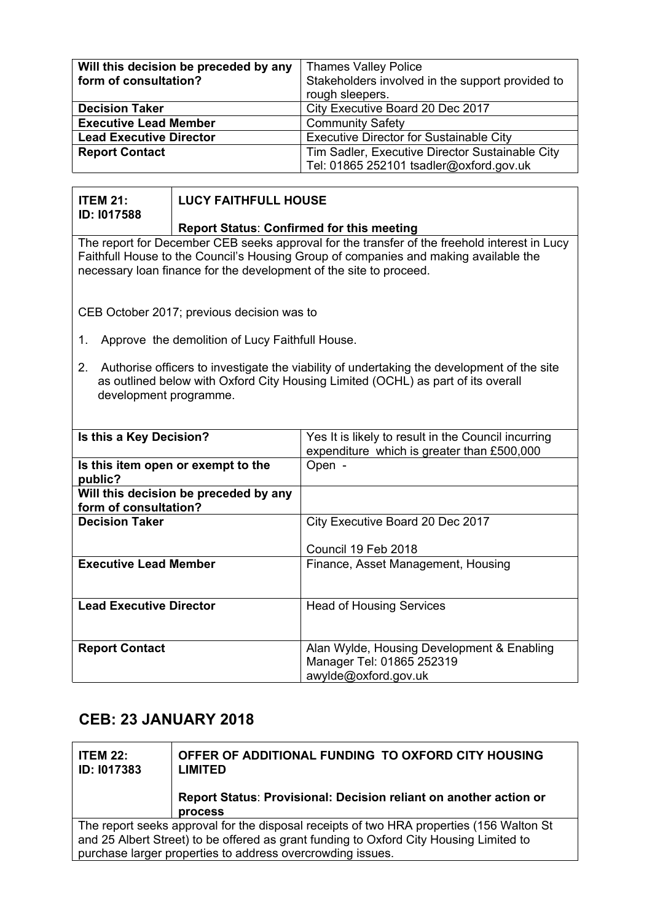| Will this decision be preceded by any form of consultation? | Thames Valley Police<br>Stakeholders involved in the support provided to rough sleepers. |
|---|---|
| **Decision Taker** | City Executive Board 20 Dec 2017 |
| **Executive Lead Member** | Community Safety |
| **Lead Executive Director** | Executive Director for Sustainable City |
| **Report Contact** | Tim Sadler, Executive Director Sustainable City<br>Tel: 01865 252101 tsadler@oxford.gov.uk |

| **ITEM 21: ID: I017588** | **LUCY FAITHFULL HOUSE**<br><br>**Report Status**: **Confirmed for this meeting** |
|---|---|

The report for December CEB seeks approval for the transfer of the freehold interest in Lucy Faithfull House to the Council's Housing Group of companies and making available the necessary loan finance for the development of the site to proceed.

CEB October 2017; previous decision was to

1. Approve the demolition of Lucy Faithfull House.
2. Authorise officers to investigate the viability of undertaking the development of the site as outlined below with Oxford City Housing Limited (OCHL) as part of its overall development programme.

| **Is this a Key Decision?** | Yes It is likely to result in the Council incurring expenditure which is greater than £500,000 |
|---|---|
| **Is this item open or exempt to the public?** | Open - |
| **Will this decision be preceded by any form of consultation?** | |
| **Decision Taker** | City Executive Board 20 Dec 2017<br><br>Council 19 Feb 2018 |
| **Executive Lead Member** | Finance, Asset Management, Housing |
| **Lead Executive Director** | Head of Housing Services |
| **Report Contact** | Alan Wylde, Housing Development & Enabling Manager Tel: 01865 252319<br>awylde@oxford.gov.uk |

## CEB: 23 JANUARY 2018

| **ITEM 22: ID: I017383** | **OFFER OF ADDITIONAL FUNDING TO OXFORD CITY HOUSING LIMITED**<br><br>**Report Status**: **Provisional: Decision reliant on another action or process** |
|---|---|

The report seeks approval for the disposal receipts of two HRA properties (156 Walton St and 25 Albert Street) to be offered as grant funding to Oxford City Housing Limited to purchase larger properties to address overcrowding issues.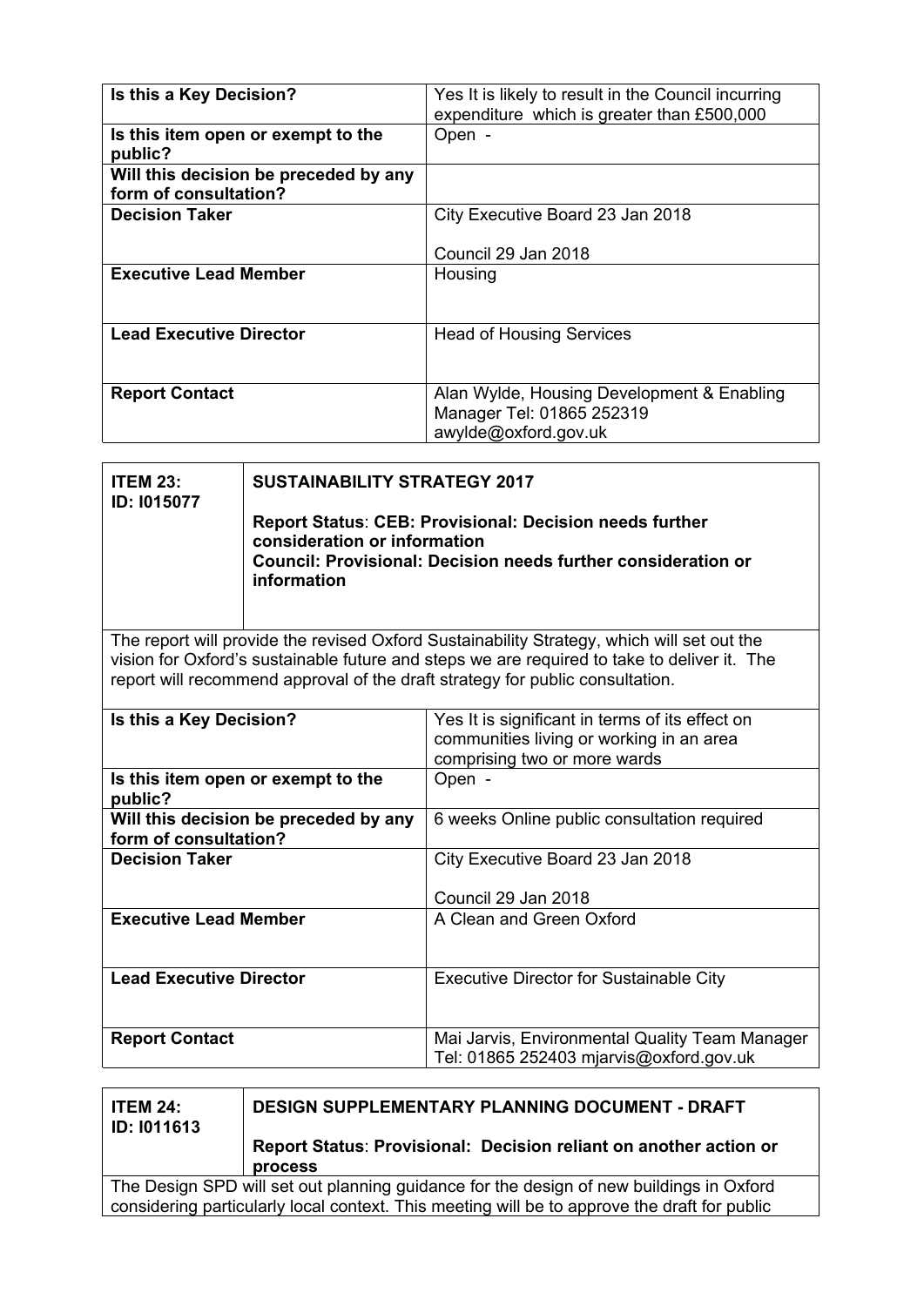| Is this a Key Decision? | Yes It is likely to result in the Council incurring expenditure which is greater than £500,000 |
|---|---|
| Is this item open or exempt to the public? | Open - |
| Will this decision be preceded by any form of consultation? | |
| Decision Taker | City Executive Board 23 Jan 2018<br><br>Council 29 Jan 2018 |
| Executive Lead Member | Housing |
| Lead Executive Director | Head of Housing Services |
| Report Contact | Alan Wylde, Housing Development & Enabling Manager Tel: 01865 252319 awylde@oxford.gov.uk |

| ITEM 23: ID: I015077 | SUSTAINABILITY STRATEGY 2017<br><br>Report Status: CEB: Provisional: Decision needs further consideration or information<br>Council: Provisional: Decision needs further consideration or information |
|---|---|

The report will provide the revised Oxford Sustainability Strategy, which will set out the vision for Oxford's sustainable future and steps we are required to take to deliver it. The report will recommend approval of the draft strategy for public consultation.

| Is this a Key Decision? | Yes It is significant in terms of its effect on communities living or working in an area comprising two or more wards |
|---|---|
| Is this item open or exempt to the public? | Open - |
| Will this decision be preceded by any form of consultation? | 6 weeks Online public consultation required |
| Decision Taker | City Executive Board 23 Jan 2018<br><br>Council 29 Jan 2018 |
| Executive Lead Member | A Clean and Green Oxford |
| Lead Executive Director | Executive Director for Sustainable City |
| Report Contact | Mai Jarvis, Environmental Quality Team Manager Tel: 01865 252403 mjarvis@oxford.gov.uk |

| ITEM 24: ID: I011613 | DESIGN SUPPLEMENTARY PLANNING DOCUMENT - DRAFT<br><br>Report Status: Provisional: Decision reliant on another action or process |
|---|---|

The Design SPD will set out planning guidance for the design of new buildings in Oxford considering particularly local context. This meeting will be to approve the draft for public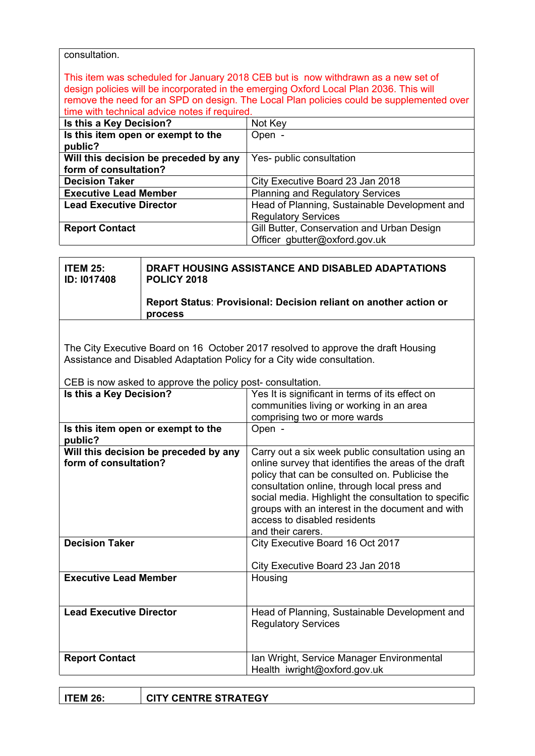consultation.

This item was scheduled for January 2018 CEB but is now withdrawn as a new set of design policies will be incorporated in the emerging Oxford Local Plan 2036. This will remove the need for an SPD on design. The Local Plan policies could be supplemented over time with technical advice notes if required.

| | |
|---|---|
| **Is this a Key Decision?** | Not Key |
| **Is this item open or exempt to the public?** | Open - |
| **Will this decision be preceded by any form of consultation?** | Yes- public consultation |
| **Decision Taker** | City Executive Board 23 Jan 2018 |
| **Executive Lead Member** | Planning and Regulatory Services |
| **Lead Executive Director** | Head of Planning, Sustainable Development and Regulatory Services |
| **Report Contact** | Gill Butter, Conservation and Urban Design Officer gbutter@oxford.gov.uk |

| **ITEM 25:** **ID: I017408** | **DRAFT HOUSING ASSISTANCE AND DISABLED ADAPTATIONS POLICY 2018** **Report Status**: **Provisional: Decision reliant on another action or process** |
|---|---|

The City Executive Board on 16 October 2017 resolved to approve the draft Housing Assistance and Disabled Adaptation Policy for a City wide consultation.

CEB is now asked to approve the policy post- consultation.

| | |
|---|---|
| **Is this a Key Decision?** | Yes It is significant in terms of its effect on communities living or working in an area comprising two or more wards |
| **Is this item open or exempt to the public?** | Open - |
| **Will this decision be preceded by any form of consultation?** | Carry out a six week public consultation using an online survey that identifies the areas of the draft policy that can be consulted on. Publicise the consultation online, through local press and social media. Highlight the consultation to specific groups with an interest in the document and with access to disabled residents and their carers. |
| **Decision Taker** | City Executive Board 16 Oct 2017<br><br>City Executive Board 23 Jan 2018 |
| **Executive Lead Member** | Housing |
| **Lead Executive Director** | Head of Planning, Sustainable Development and Regulatory Services |
| **Report Contact** | Ian Wright, Service Manager Environmental Health iwright@oxford.gov.uk |

| **ITEM 26:** | **CITY CENTRE STRATEGY** |
|---|---|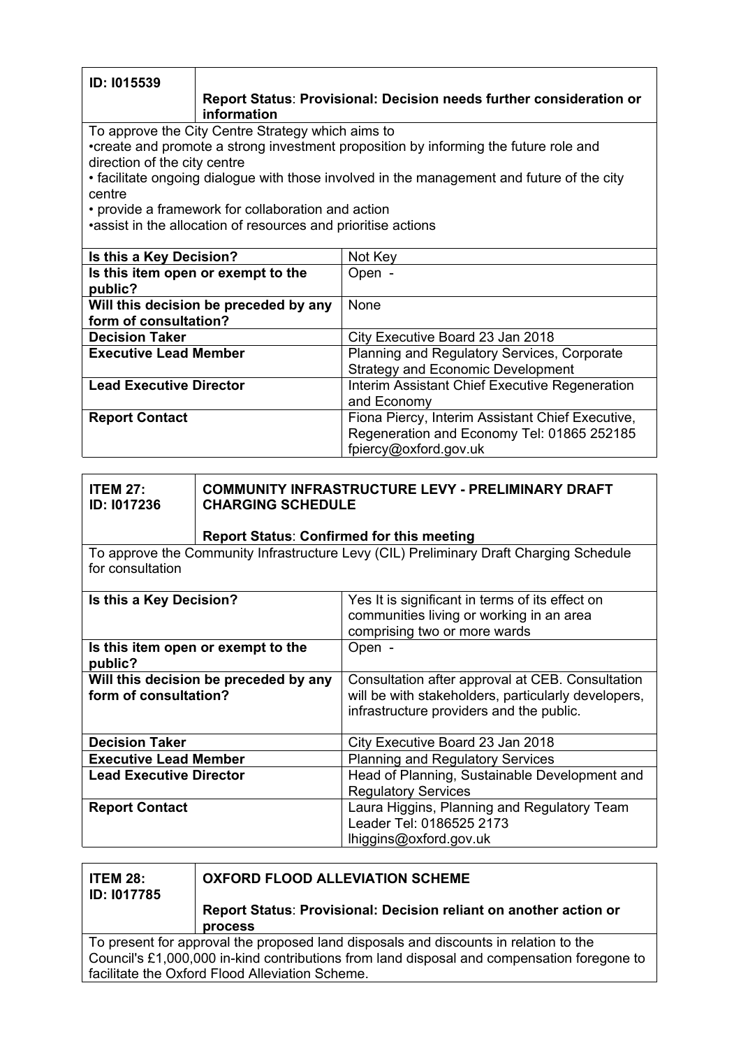| ID: I015539 | **Report Status**: **Provisional: Decision needs further consideration or information** |
|---|---|

To approve the City Centre Strategy which aims to
•create and promote a strong investment proposition by informing the future role and direction of the city centre
• facilitate ongoing dialogue with those involved in the management and future of the city centre
• provide a framework for collaboration and action
•assist in the allocation of resources and prioritise actions

| | |
|---|---|
| **Is this a Key Decision?** | Not Key |
| **Is this item open or exempt to the public?** | Open - |
| **Will this decision be preceded by any form of consultation?** | None |
| **Decision Taker** | City Executive Board 23 Jan 2018 |
| **Executive Lead Member** | Planning and Regulatory Services, Corporate Strategy and Economic Development |
| **Lead Executive Director** | Interim Assistant Chief Executive Regeneration and Economy |
| **Report Contact** | Fiona Piercy, Interim Assistant Chief Executive, Regeneration and Economy Tel: 01865 252185 fpiercy@oxford.gov.uk |

| ITEM 27: ID: I017236 | **COMMUNITY INFRASTRUCTURE LEVY - PRELIMINARY DRAFT CHARGING SCHEDULE** **Report Status**: **Confirmed for this meeting** |
|---|---|

To approve the Community Infrastructure Levy (CIL) Preliminary Draft Charging Schedule for consultation

| | |
|---|---|
| **Is this a Key Decision?** | Yes It is significant in terms of its effect on communities living or working in an area comprising two or more wards |
| **Is this item open or exempt to the public?** | Open - |
| **Will this decision be preceded by any form of consultation?** | Consultation after approval at CEB. Consultation will be with stakeholders, particularly developers, infrastructure providers and the public. |
| **Decision Taker** | City Executive Board 23 Jan 2018 |
| **Executive Lead Member** | Planning and Regulatory Services |
| **Lead Executive Director** | Head of Planning, Sustainable Development and Regulatory Services |
| **Report Contact** | Laura Higgins, Planning and Regulatory Team Leader Tel: 0186525 2173 lhiggins@oxford.gov.uk |

| ITEM 28: ID: I017785 | **OXFORD FLOOD ALLEVIATION SCHEME** **Report Status**: **Provisional: Decision reliant on another action or process** |
|---|---|

To present for approval the proposed land disposals and discounts in relation to the Council's £1,000,000 in-kind contributions from land disposal and compensation foregone to facilitate the Oxford Flood Alleviation Scheme.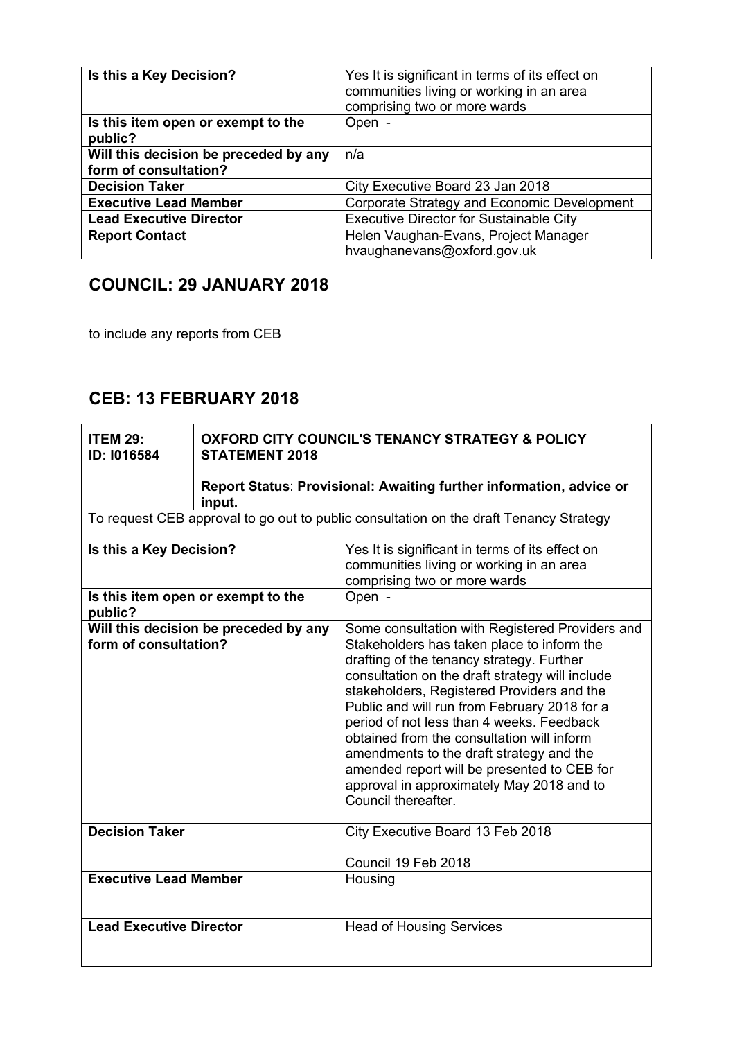| Is this a Key Decision? | Yes It is significant in terms of its effect on communities living or working in an area comprising two or more wards |
|---|---|
| Is this item open or exempt to the public? | Open - |
| Will this decision be preceded by any form of consultation? | n/a |
| Decision Taker | City Executive Board 23 Jan 2018 |
| Executive Lead Member | Corporate Strategy and Economic Development |
| Lead Executive Director | Executive Director for Sustainable City |
| Report Contact | Helen Vaughan-Evans, Project Manager hvaughanevans@oxford.gov.uk |

## COUNCIL: 29 JANUARY 2018

to include any reports from CEB

## CEB: 13 FEBRUARY 2018

| ITEM 29: ID: I016584 | OXFORD CITY COUNCIL'S TENANCY STRATEGY & POLICY STATEMENT 2018<br><br>Report Status: Provisional: Awaiting further information, advice or input. |
|---|---|
| To request CEB approval to go out to public consultation on the draft Tenancy Strategy | |
| Is this a Key Decision? | Yes It is significant in terms of its effect on communities living or working in an area comprising two or more wards |
| Is this item open or exempt to the public? | Open - |
| Will this decision be preceded by any form of consultation? | Some consultation with Registered Providers and Stakeholders has taken place to inform the drafting of the tenancy strategy. Further consultation on the draft strategy will include stakeholders, Registered Providers and the Public and will run from February 2018 for a period of not less than 4 weeks. Feedback obtained from the consultation will inform amendments to the draft strategy and the amended report will be presented to CEB for approval in approximately May 2018 and to Council thereafter. |
| Decision Taker | City Executive Board 13 Feb 2018<br><br>Council 19 Feb 2018 |
| Executive Lead Member | Housing |
| Lead Executive Director | Head of Housing Services |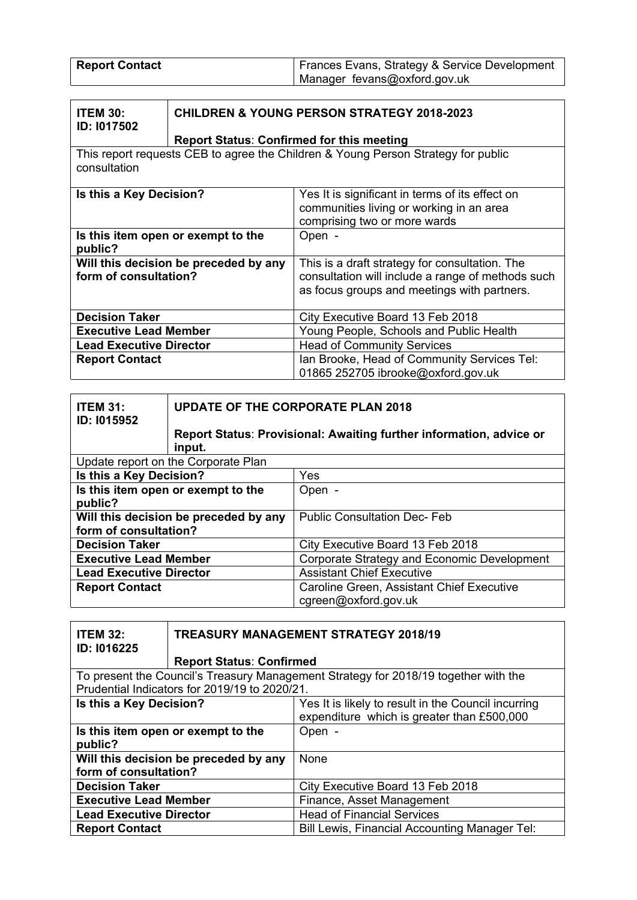| Report Contact | Frances Evans, Strategy & Service Development Manager fevans@oxford.gov.uk |
|---|---|

| ITEM 30: ID: I017502 | CHILDREN & YOUNG PERSON STRATEGY 2018-2023<br><br>Report Status: Confirmed for this meeting |
|---|---|
| This report requests CEB to agree the Children & Young Person Strategy for public consultation | |
| Is this a Key Decision? | Yes It is significant in terms of its effect on communities living or working in an area comprising two or more wards |
| Is this item open or exempt to the public? | Open - |
| Will this decision be preceded by any form of consultation? | This is a draft strategy for consultation. The consultation will include a range of methods such as focus groups and meetings with partners. |
| Decision Taker | City Executive Board 13 Feb 2018 |
| Executive Lead Member | Young People, Schools and Public Health |
| Lead Executive Director | Head of Community Services |
| Report Contact | Ian Brooke, Head of Community Services Tel: 01865 252705 ibrooke@oxford.gov.uk |

| ITEM 31: ID: I015952 | UPDATE OF THE CORPORATE PLAN 2018<br><br>Report Status: Provisional: Awaiting further information, advice or input. |
|---|---|
| Update report on the Corporate Plan | |
| Is this a Key Decision? | Yes |
| Is this item open or exempt to the public? | Open - |
| Will this decision be preceded by any form of consultation? | Public Consultation Dec- Feb |
| Decision Taker | City Executive Board 13 Feb 2018 |
| Executive Lead Member | Corporate Strategy and Economic Development |
| Lead Executive Director | Assistant Chief Executive |
| Report Contact | Caroline Green, Assistant Chief Executive cgreen@oxford.gov.uk |

| ITEM 32: ID: I016225 | TREASURY MANAGEMENT STRATEGY 2018/19<br><br>Report Status: Confirmed |
|---|---|
| To present the Council's Treasury Management Strategy for 2018/19 together with the Prudential Indicators for 2019/19 to 2020/21. | |
| Is this a Key Decision? | Yes It is likely to result in the Council incurring expenditure which is greater than £500,000 |
| Is this item open or exempt to the public? | Open - |
| Will this decision be preceded by any form of consultation? | None |
| Decision Taker | City Executive Board 13 Feb 2018 |
| Executive Lead Member | Finance, Asset Management |
| Lead Executive Director | Head of Financial Services |
| Report Contact | Bill Lewis, Financial Accounting Manager Tel: |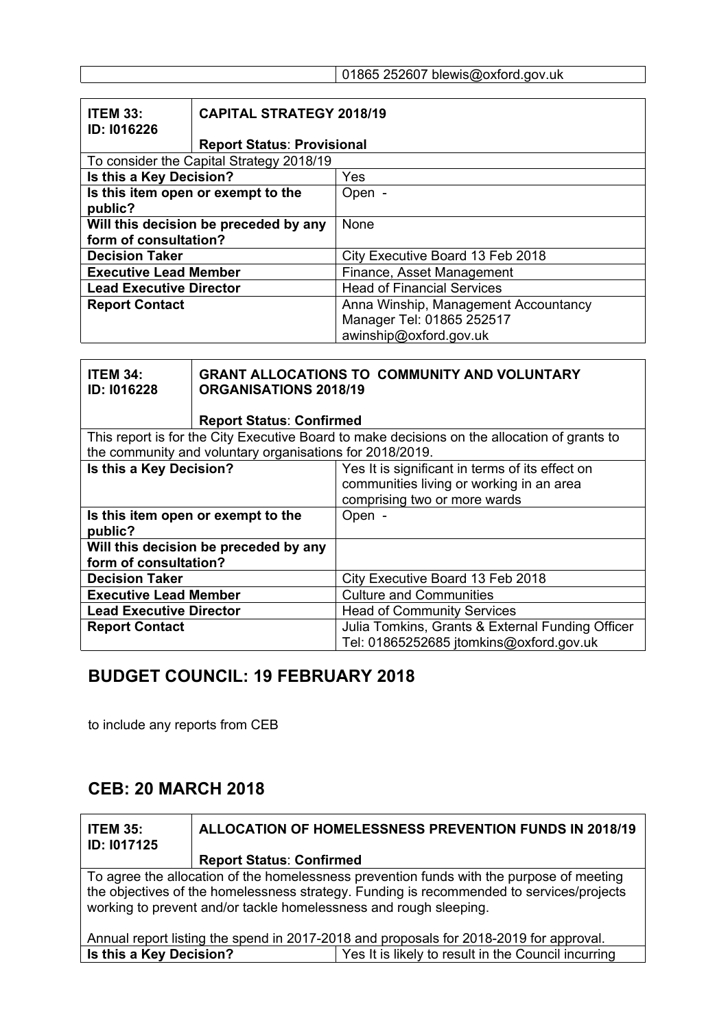| | 01865 252607 blewis@oxford.gov.uk |
|---|---|

| **ITEM 33: ID: I016226** | **CAPITAL STRATEGY 2018/19** <br> **Report Status**: **Provisional** |
|---|---|
| To consider the Capital Strategy 2018/19 | |
| **Is this a Key Decision?** | Yes |
| **Is this item open or exempt to the public?** | Open - |
| **Will this decision be preceded by any form of consultation?** | None |
| **Decision Taker** | City Executive Board 13 Feb 2018 |
| **Executive Lead Member** | Finance, Asset Management |
| **Lead Executive Director** | Head of Financial Services |
| **Report Contact** | Anna Winship, Management Accountancy Manager Tel: 01865 252517 awinship@oxford.gov.uk |

| **ITEM 34: ID: I016228** | **GRANT ALLOCATIONS TO COMMUNITY AND VOLUNTARY ORGANISATIONS 2018/19** <br> **Report Status**: **Confirmed** |
|---|---|
| This report is for the City Executive Board to make decisions on the allocation of grants to the community and voluntary organisations for 2018/2019. | |
| **Is this a Key Decision?** | Yes It is significant in terms of its effect on communities living or working in an area comprising two or more wards |
| **Is this item open or exempt to the public?** | Open - |
| **Will this decision be preceded by any form of consultation?** | |
| **Decision Taker** | City Executive Board 13 Feb 2018 |
| **Executive Lead Member** | Culture and Communities |
| **Lead Executive Director** | Head of Community Services |
| **Report Contact** | Julia Tomkins, Grants & External Funding Officer Tel: 01865252685 jtomkins@oxford.gov.uk |

## BUDGET COUNCIL: 19 FEBRUARY 2018

to include any reports from CEB

## CEB: 20 MARCH 2018

| **ITEM 35: ID: I017125** | **ALLOCATION OF HOMELESSNESS PREVENTION FUNDS IN 2018/19** <br> **Report Status**: **Confirmed** |
|---|---|
| To agree the allocation of the homelessness prevention funds with the purpose of meeting the objectives of the homelessness strategy. Funding is recommended to services/projects working to prevent and/or tackle homelessness and rough sleeping.<br><br>Annual report listing the spend in 2017-2018 and proposals for 2018-2019 for approval. | |
| **Is this a Key Decision?** | Yes It is likely to result in the Council incurring |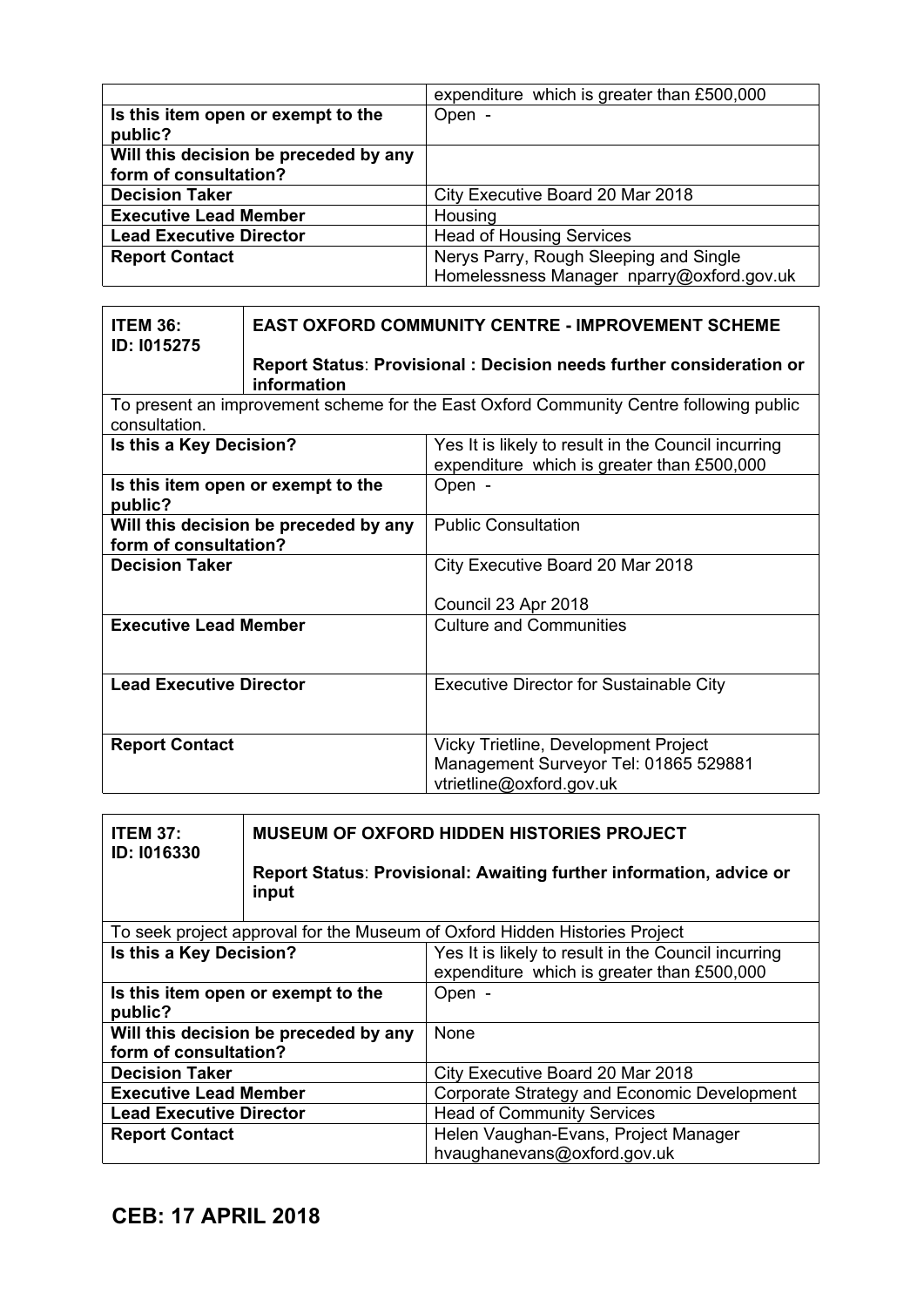| | |
|---|---|
| | expenditure which is greater than £500,000 |
| **Is this item open or exempt to the public?** | Open - |
| **Will this decision be preceded by any form of consultation?** | |
| **Decision Taker** | City Executive Board 20 Mar 2018 |
| **Executive Lead Member** | Housing |
| **Lead Executive Director** | Head of Housing Services |
| **Report Contact** | Nerys Parry, Rough Sleeping and Single Homelessness Manager nparry@oxford.gov.uk |

| **ITEM 36: ID: I015275** | **EAST OXFORD COMMUNITY CENTRE - IMPROVEMENT SCHEME**<br><br>**Report Status**: **Provisional : Decision needs further consideration or information** |
|---|---|
| To present an improvement scheme for the East Oxford Community Centre following public consultation. | |
| **Is this a Key Decision?** | Yes It is likely to result in the Council incurring expenditure which is greater than £500,000 |
| **Is this item open or exempt to the public?** | Open - |
| **Will this decision be preceded by any form of consultation?** | Public Consultation |
| **Decision Taker** | City Executive Board 20 Mar 2018<br><br>Council 23 Apr 2018 |
| **Executive Lead Member** | Culture and Communities |
| **Lead Executive Director** | Executive Director for Sustainable City |
| **Report Contact** | Vicky Trietline, Development Project Management Surveyor Tel: 01865 529881 vtrietline@oxford.gov.uk |

| **ITEM 37: ID: I016330** | **MUSEUM OF OXFORD HIDDEN HISTORIES PROJECT**<br><br>**Report Status**: **Provisional: Awaiting further information, advice or input** |
|---|---|
| To seek project approval for the Museum of Oxford Hidden Histories Project | |
| **Is this a Key Decision?** | Yes It is likely to result in the Council incurring expenditure which is greater than £500,000 |
| **Is this item open or exempt to the public?** | Open - |
| **Will this decision be preceded by any form of consultation?** | None |
| **Decision Taker** | City Executive Board 20 Mar 2018 |
| **Executive Lead Member** | Corporate Strategy and Economic Development |
| **Lead Executive Director** | Head of Community Services |
| **Report Contact** | Helen Vaughan-Evans, Project Manager hvaughanevans@oxford.gov.uk |

## CEB: 17 APRIL 2018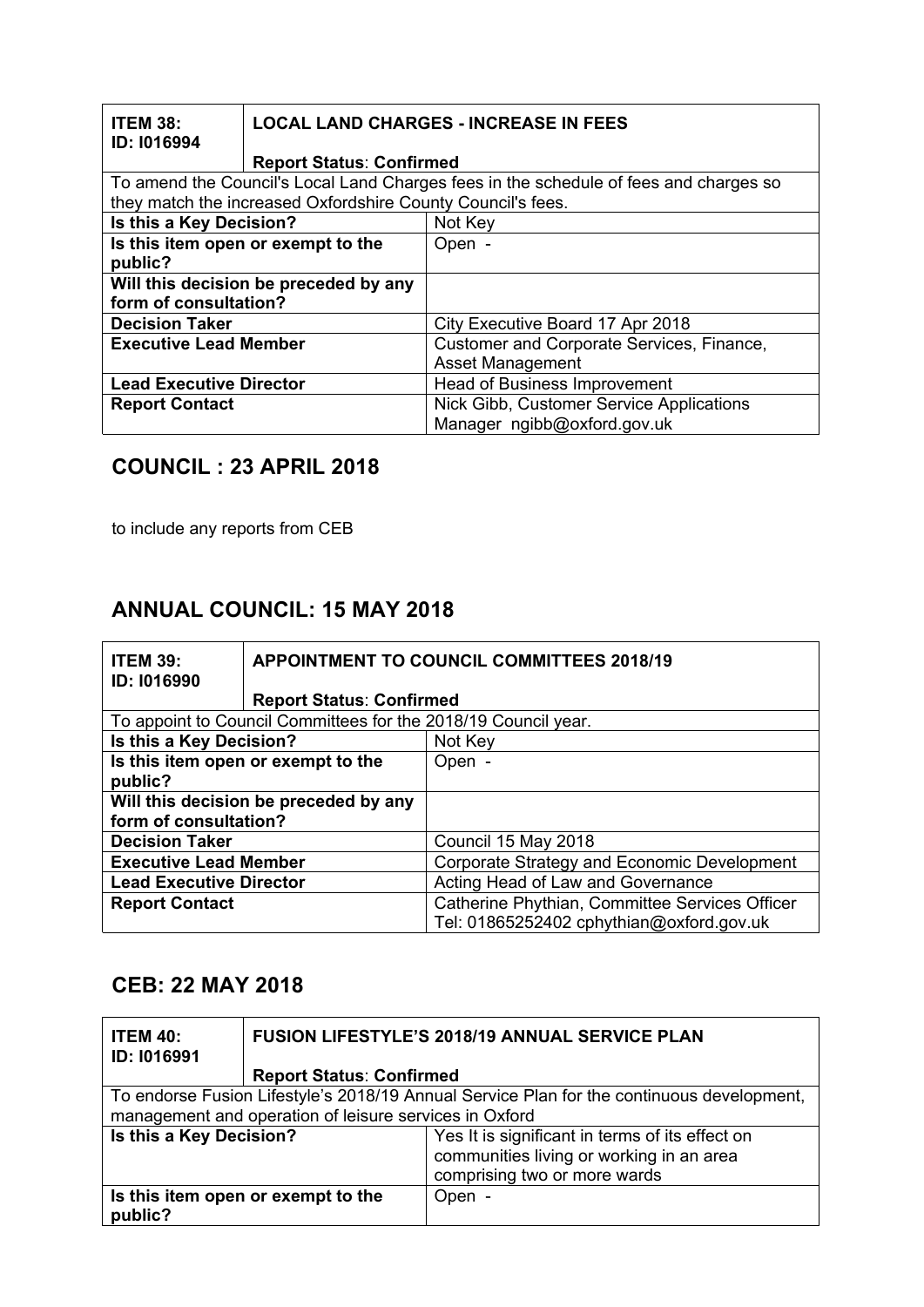| **ITEM 38: ID: I016994** | **LOCAL LAND CHARGES - INCREASE IN FEES**<br><br>**Report Status**: **Confirmed** |
|---|---|
| To amend the Council's Local Land Charges fees in the schedule of fees and charges so they match the increased Oxfordshire County Council's fees. | |
| **Is this a Key Decision?** | Not Key |
| **Is this item open or exempt to the public?** | Open - |
| **Will this decision be preceded by any form of consultation?** | |
| **Decision Taker** | City Executive Board 17 Apr 2018 |
| **Executive Lead Member** | Customer and Corporate Services, Finance, Asset Management |
| **Lead Executive Director** | Head of Business Improvement |
| **Report Contact** | Nick Gibb, Customer Service Applications Manager ngibb@oxford.gov.uk |

## COUNCIL : 23 APRIL 2018

to include any reports from CEB

## ANNUAL COUNCIL: 15 MAY 2018

| **ITEM 39: ID: I016990** | **APPOINTMENT TO COUNCIL COMMITTEES 2018/19**<br><br>**Report Status**: **Confirmed** |
|---|---|
| To appoint to Council Committees for the 2018/19 Council year. | |
| **Is this a Key Decision?** | Not Key |
| **Is this item open or exempt to the public?** | Open - |
| **Will this decision be preceded by any form of consultation?** | |
| **Decision Taker** | Council 15 May 2018 |
| **Executive Lead Member** | Corporate Strategy and Economic Development |
| **Lead Executive Director** | Acting Head of Law and Governance |
| **Report Contact** | Catherine Phythian, Committee Services Officer Tel: 01865252402 cphythian@oxford.gov.uk |

## CEB: 22 MAY 2018

| **ITEM 40: ID: I016991** | **FUSION LIFESTYLE'S 2018/19 ANNUAL SERVICE PLAN**<br><br>**Report Status**: **Confirmed** |
|---|---|
| To endorse Fusion Lifestyle's 2018/19 Annual Service Plan for the continuous development, management and operation of leisure services in Oxford | |
| **Is this a Key Decision?** | Yes It is significant in terms of its effect on communities living or working in an area comprising two or more wards |
| **Is this item open or exempt to the public?** | Open - |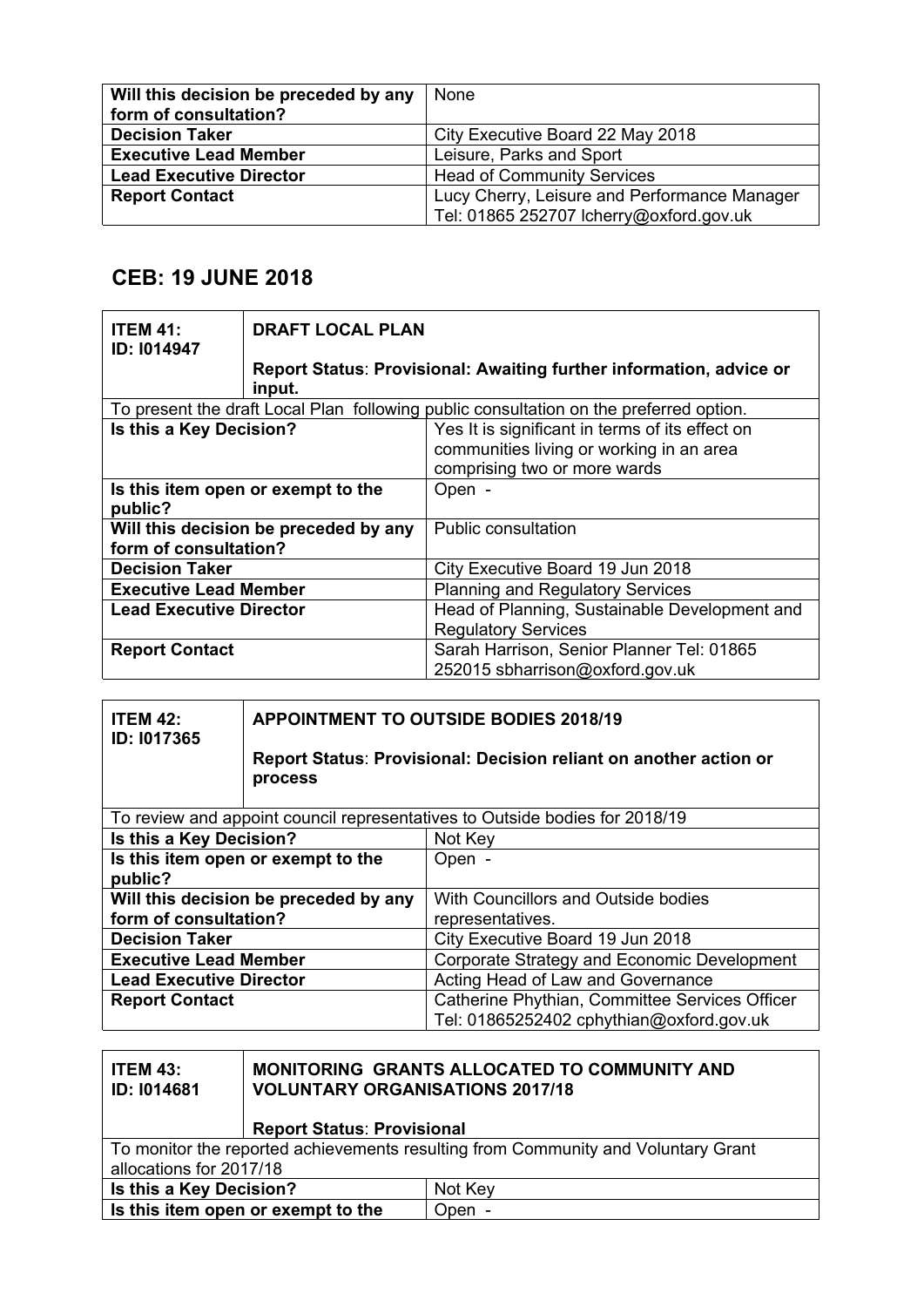| Will this decision be preceded by any form of consultation? | None |
|---|---|
| Decision Taker | City Executive Board 22 May 2018 |
| Executive Lead Member | Leisure, Parks and Sport |
| Lead Executive Director | Head of Community Services |
| Report Contact | Lucy Cherry, Leisure and Performance Manager Tel: 01865 252707 lcherry@oxford.gov.uk |

## CEB: 19 JUNE 2018

| ITEM 41: ID: I014947 | DRAFT LOCAL PLAN<br><br>Report Status: Provisional: Awaiting further information, advice or input. |
|---|---|
| To present the draft Local Plan following public consultation on the preferred option. | |
| Is this a Key Decision? | Yes It is significant in terms of its effect on communities living or working in an area comprising two or more wards |
| Is this item open or exempt to the public? | Open - |
| Will this decision be preceded by any form of consultation? | Public consultation |
| Decision Taker | City Executive Board 19 Jun 2018 |
| Executive Lead Member | Planning and Regulatory Services |
| Lead Executive Director | Head of Planning, Sustainable Development and Regulatory Services |
| Report Contact | Sarah Harrison, Senior Planner Tel: 01865 252015 sbharrison@oxford.gov.uk |

| ITEM 42: ID: I017365 | APPOINTMENT TO OUTSIDE BODIES 2018/19<br><br>Report Status: Provisional: Decision reliant on another action or process |
|---|---|
| To review and appoint council representatives to Outside bodies for 2018/19 | |
| Is this a Key Decision? | Not Key |
| Is this item open or exempt to the public? | Open - |
| Will this decision be preceded by any form of consultation? | With Councillors and Outside bodies representatives. |
| Decision Taker | City Executive Board 19 Jun 2018 |
| Executive Lead Member | Corporate Strategy and Economic Development |
| Lead Executive Director | Acting Head of Law and Governance |
| Report Contact | Catherine Phythian, Committee Services Officer Tel: 01865252402 cphythian@oxford.gov.uk |

| ITEM 43: ID: I014681 | MONITORING GRANTS ALLOCATED TO COMMUNITY AND VOLUNTARY ORGANISATIONS 2017/18<br><br>Report Status: Provisional |
|---|---|
| To monitor the reported achievements resulting from Community and Voluntary Grant allocations for 2017/18 | |
| Is this a Key Decision? | Not Key |
| Is this item open or exempt to the | Open - |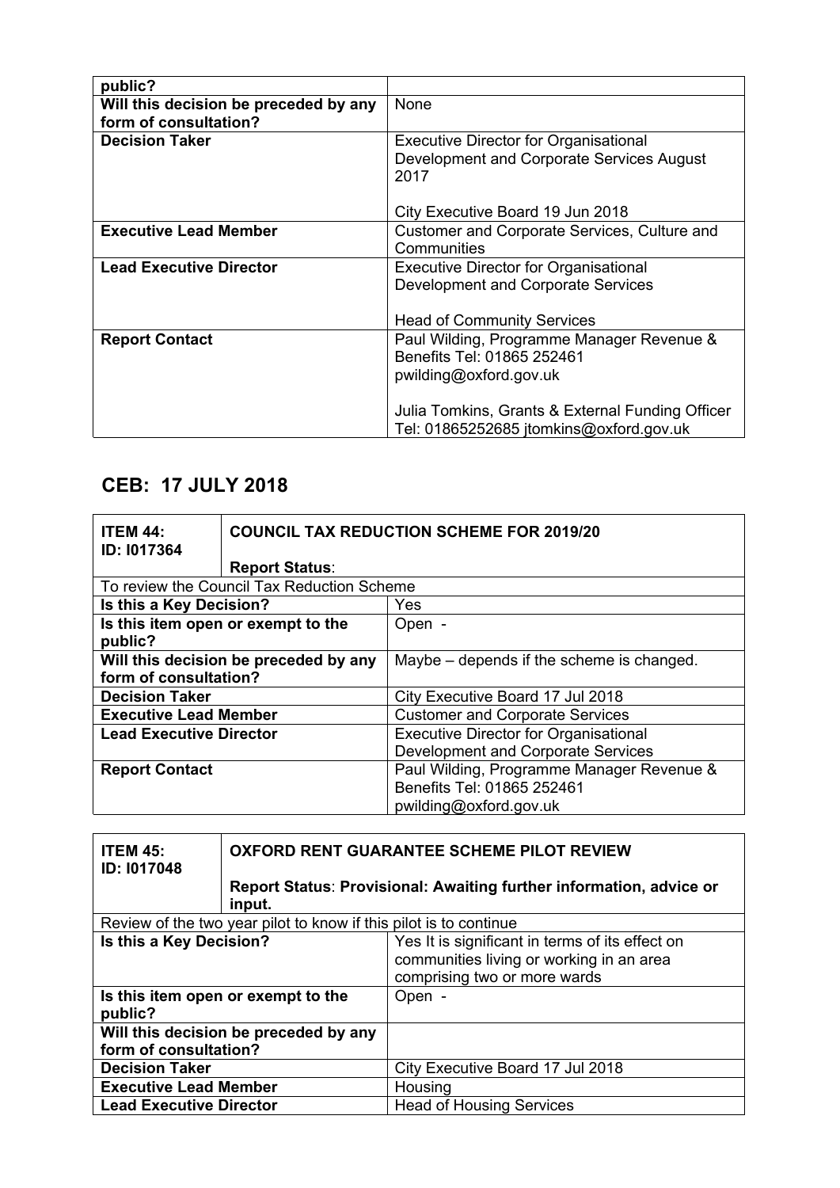| public? | |
|---|---|
| **Will this decision be preceded by any form of consultation?** | None |
| **Decision Taker** | Executive Director for Organisational Development and Corporate Services August 2017<br><br>City Executive Board 19 Jun 2018 |
| **Executive Lead Member** | Customer and Corporate Services, Culture and Communities |
| **Lead Executive Director** | Executive Director for Organisational Development and Corporate Services<br><br>Head of Community Services |
| **Report Contact** | Paul Wilding, Programme Manager Revenue & Benefits Tel: 01865 252461 pwilding@oxford.gov.uk<br><br>Julia Tomkins, Grants & External Funding Officer Tel: 01865252685 jtomkins@oxford.gov.uk |

## CEB: 17 JULY 2018

| **ITEM 44: ID: I017364** | **COUNCIL TAX REDUCTION SCHEME FOR 2019/20**<br><br>**Report Status**: |
|---|---|
| To review the Council Tax Reduction Scheme | |
| **Is this a Key Decision?** | Yes |
| **Is this item open or exempt to the public?** | Open - |
| **Will this decision be preceded by any form of consultation?** | Maybe – depends if the scheme is changed. |
| **Decision Taker** | City Executive Board 17 Jul 2018 |
| **Executive Lead Member** | Customer and Corporate Services |
| **Lead Executive Director** | Executive Director for Organisational Development and Corporate Services |
| **Report Contact** | Paul Wilding, Programme Manager Revenue & Benefits Tel: 01865 252461 pwilding@oxford.gov.uk |

| **ITEM 45: ID: I017048** | **OXFORD RENT GUARANTEE SCHEME PILOT REVIEW**<br><br>**Report Status**: **Provisional: Awaiting further information, advice or input.** |
|---|---|
| Review of the two year pilot to know if this pilot is to continue | |
| **Is this a Key Decision?** | Yes It is significant in terms of its effect on communities living or working in an area comprising two or more wards |
| **Is this item open or exempt to the public?** | Open - |
| **Will this decision be preceded by any form of consultation?** | |
| **Decision Taker** | City Executive Board 17 Jul 2018 |
| **Executive Lead Member** | Housing |
| **Lead Executive Director** | Head of Housing Services |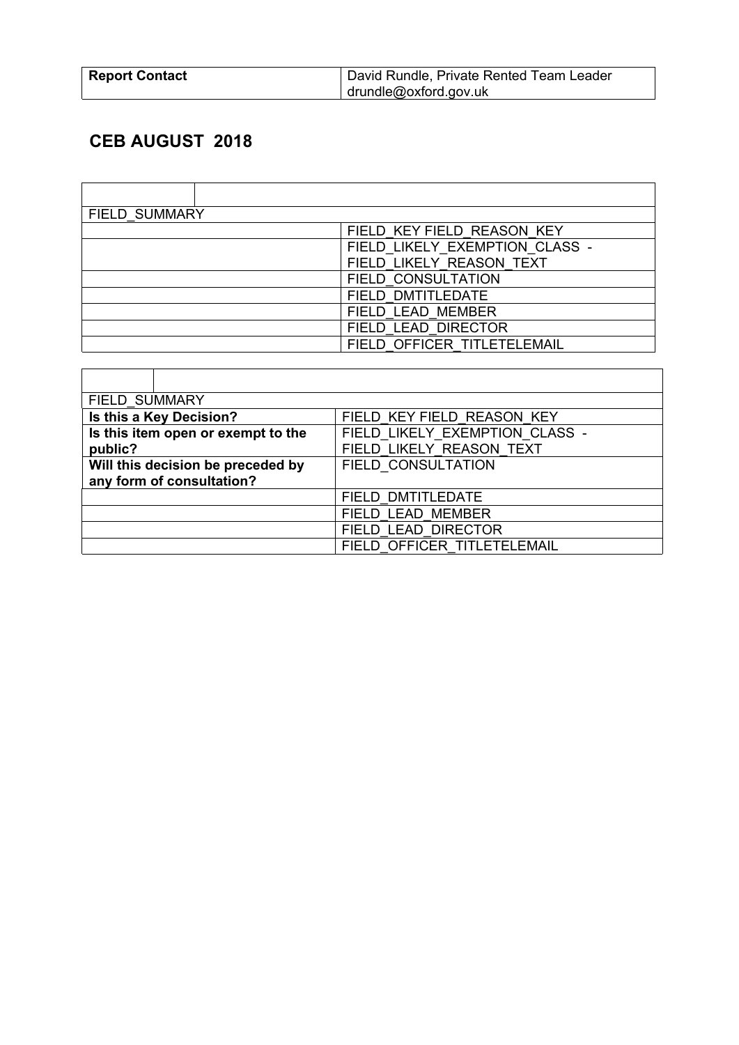| | |
|---|---|
| **Report Contact** | David Rundle, Private Rented Team Leader drundle@oxford.gov.uk |

## CEB AUGUST 2018

| | |
|---|---|
| FIELD_SUMMARY | |
| | FIELD_KEY FIELD_REASON_KEY |
| | FIELD_LIKELY_EXEMPTION_CLASS - FIELD_LIKELY_REASON_TEXT |
| | FIELD_CONSULTATION |
| | FIELD_DMTITLEDATE |
| | FIELD_LEAD_MEMBER |
| | FIELD_LEAD_DIRECTOR |
| | FIELD_OFFICER_TITLETELEMAIL |

| | |
|---|---|
| FIELD_SUMMARY | |
| **Is this a Key Decision?** | FIELD_KEY FIELD_REASON_KEY |
| **Is this item open or exempt to the public?** | FIELD_LIKELY_EXEMPTION_CLASS - FIELD_LIKELY_REASON_TEXT |
| **Will this decision be preceded by any form of consultation?** | FIELD_CONSULTATION |
| | FIELD_DMTITLEDATE |
| | FIELD_LEAD_MEMBER |
| | FIELD_LEAD_DIRECTOR |
| | FIELD_OFFICER_TITLETELEMAIL |